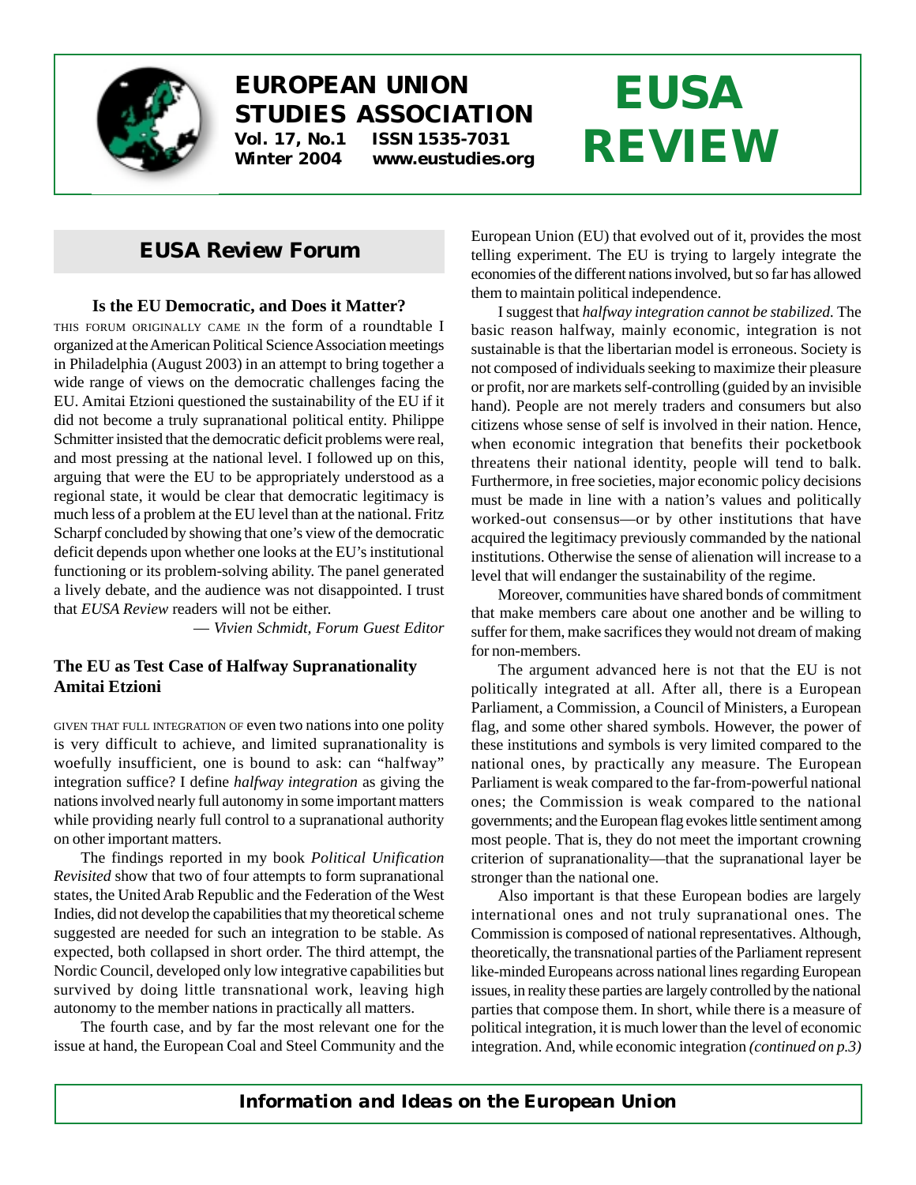# EUROPEAN UNION STUDIES ASSOCIATION

**Vol. 17, No.1 ISSN 1535-7031**
**Winter 2004 www.eustudies.org**

# EUSA REVIEW

## EUSA Review Forum

### Is the EU Democratic, and Does it Matter?

THIS FORUM ORIGINALLY CAME IN the form of a roundtable I organized at the American Political Science Association meetings in Philadelphia (August 2003) in an attempt to bring together a wide range of views on the democratic challenges facing the EU. Amitai Etzioni questioned the sustainability of the EU if it did not become a truly supranational political entity. Philippe Schmitter insisted that the democratic deficit problems were real, and most pressing at the national level. I followed up on this, arguing that were the EU to be appropriately understood as a regional state, it would be clear that democratic legitimacy is much less of a problem at the EU level than at the national. Fritz Scharpf concluded by showing that one's view of the democratic deficit depends upon whether one looks at the EU's institutional functioning or its problem-solving ability. The panel generated a lively debate, and the audience was not disappointed. I trust that *EUSA Review* readers will not be either.

— *Vivien Schmidt, Forum Guest Editor*

### The EU as Test Case of Halfway Supranationality
**Amitai Etzioni**

GIVEN THAT FULL INTEGRATION OF even two nations into one polity is very difficult to achieve, and limited supranationality is woefully insufficient, one is bound to ask: can "halfway" integration suffice? I define *halfway integration* as giving the nations involved nearly full autonomy in some important matters while providing nearly full control to a supranational authority on other important matters.

The findings reported in my book *Political Unification Revisited* show that two of four attempts to form supranational states, the United Arab Republic and the Federation of the West Indies, did not develop the capabilities that my theoretical scheme suggested are needed for such an integration to be stable. As expected, both collapsed in short order. The third attempt, the Nordic Council, developed only low integrative capabilities but survived by doing little transnational work, leaving high autonomy to the member nations in practically all matters.

The fourth case, and by far the most relevant one for the issue at hand, the European Coal and Steel Community and the European Union (EU) that evolved out of it, provides the most telling experiment. The EU is trying to largely integrate the economies of the different nations involved, but so far has allowed them to maintain political independence.

I suggest that *halfway integration cannot be stabilized.* The basic reason halfway, mainly economic, integration is not sustainable is that the libertarian model is erroneous. Society is not composed of individuals seeking to maximize their pleasure or profit, nor are markets self-controlling (guided by an invisible hand). People are not merely traders and consumers but also citizens whose sense of self is involved in their nation. Hence, when economic integration that benefits their pocketbook threatens their national identity, people will tend to balk. Furthermore, in free societies, major economic policy decisions must be made in line with a nation's values and politically worked-out consensus—or by other institutions that have acquired the legitimacy previously commanded by the national institutions. Otherwise the sense of alienation will increase to a level that will endanger the sustainability of the regime.

Moreover, communities have shared bonds of commitment that make members care about one another and be willing to suffer for them, make sacrifices they would not dream of making for non-members.

The argument advanced here is not that the EU is not politically integrated at all. After all, there is a European Parliament, a Commission, a Council of Ministers, a European flag, and some other shared symbols. However, the power of these institutions and symbols is very limited compared to the national ones, by practically any measure. The European Parliament is weak compared to the far-from-powerful national ones; the Commission is weak compared to the national governments; and the European flag evokes little sentiment among most people. That is, they do not meet the important crowning criterion of supranationality—that the supranational layer be stronger than the national one.

Also important is that these European bodies are largely international ones and not truly supranational ones. The Commission is composed of national representatives. Although, theoretically, the transnational parties of the Parliament represent like-minded Europeans across national lines regarding European issues, in reality these parties are largely controlled by the national parties that compose them. In short, while there is a measure of political integration, it is much lower than the level of economic integration. And, while economic integration *(continued on p.3)*

**Information and Ideas on the European Union**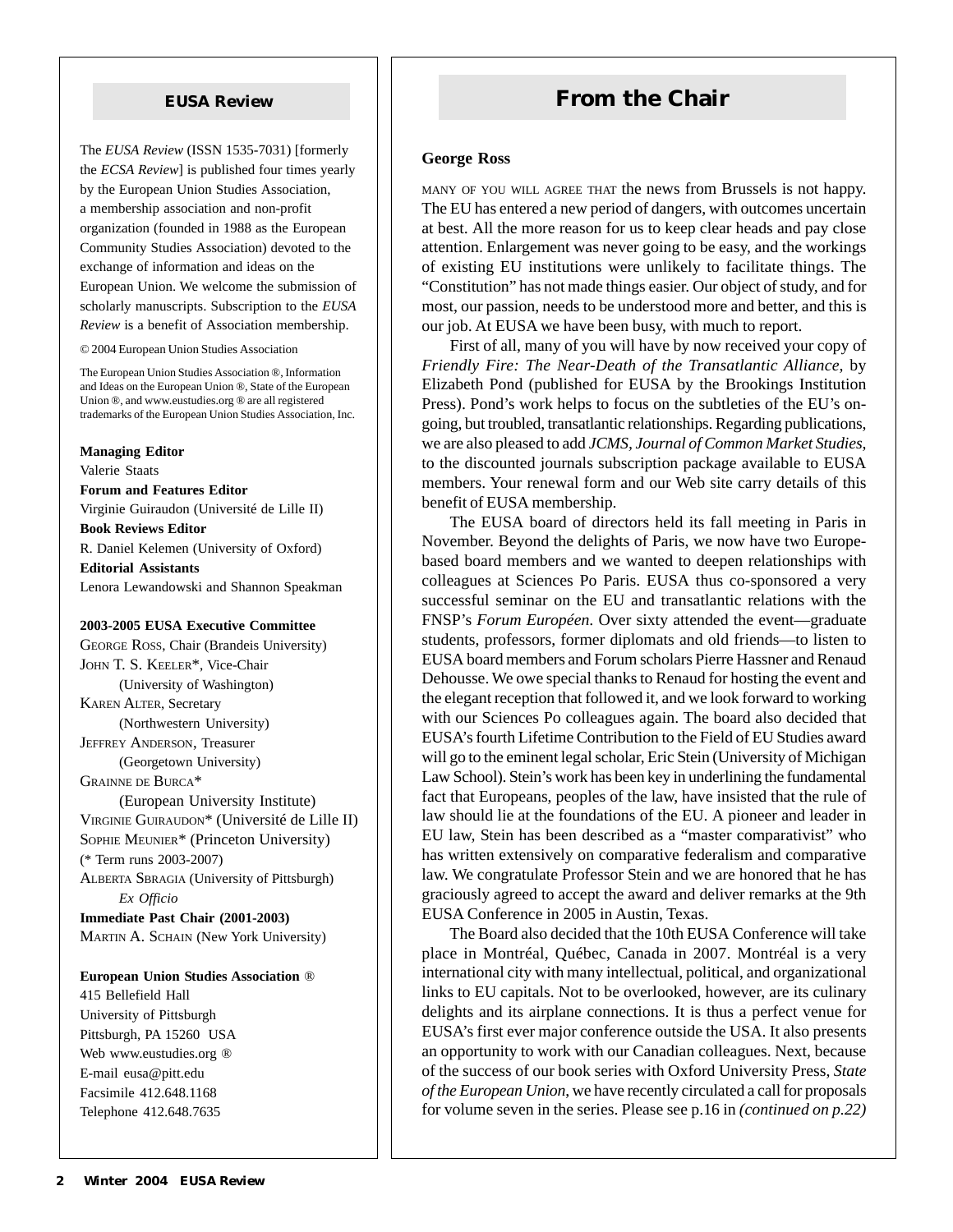## EUSA Review

The *EUSA Review* (ISSN 1535-7031) [formerly the *ECSA Review*] is published four times yearly by the European Union Studies Association, a membership association and non-profit organization (founded in 1988 as the European Community Studies Association) devoted to the exchange of information and ideas on the European Union. We welcome the submission of scholarly manuscripts. Subscription to the *EUSA Review* is a benefit of Association membership.

© 2004 European Union Studies Association

The European Union Studies Association ®, Information and Ideas on the European Union ®, State of the European Union ®, and www.eustudies.org ® are all registered trademarks of the European Union Studies Association, Inc.

**Managing Editor**
Valerie Staats

**Forum and Features Editor**
Virginie Guiraudon (Université de Lille II)

**Book Reviews Editor**
R. Daniel Kelemen (University of Oxford)

**Editorial Assistants**
Lenora Lewandowski and Shannon Speakman

**2003-2005 EUSA Executive Committee**

GEORGE ROSS, Chair (Brandeis University)
JOHN T. S. KEELER*, Vice-Chair (University of Washington)
KAREN ALTER, Secretary (Northwestern University)
JEFFREY ANDERSON, Treasurer (Georgetown University)
GRAINNE DE BURCA* (European University Institute)
VIRGINIE GUIRAUDON* (Université de Lille II)
SOPHIE MEUNIER* (Princeton University)
(* Term runs 2003-2007)
ALBERTA SBRAGIA (University of Pittsburgh) *Ex Officio*

**Immediate Past Chair (2001-2003)**
MARTIN A. SCHAIN (New York University)

**European Union Studies Association ®**
415 Bellefield Hall
University of Pittsburgh
Pittsburgh, PA 15260 USA
Web www.eustudies.org ®
E-mail eusa@pitt.edu
Facsimile 412.648.1168
Telephone 412.648.7635

# From the Chair

**George Ross**

MANY OF YOU WILL AGREE THAT the news from Brussels is not happy. The EU has entered a new period of dangers, with outcomes uncertain at best. All the more reason for us to keep clear heads and pay close attention. Enlargement was never going to be easy, and the workings of existing EU institutions were unlikely to facilitate things. The "Constitution" has not made things easier. Our object of study, and for most, our passion, needs to be understood more and better, and this is our job. At EUSA we have been busy, with much to report.

First of all, many of you will have by now received your copy of *Friendly Fire: The Near-Death of the Transatlantic Alliance*, by Elizabeth Pond (published for EUSA by the Brookings Institution Press). Pond's work helps to focus on the subtleties of the EU's on-going, but troubled, transatlantic relationships. Regarding publications, we are also pleased to add *JCMS, Journal of Common Market Studies*, to the discounted journals subscription package available to EUSA members. Your renewal form and our Web site carry details of this benefit of EUSA membership.

The EUSA board of directors held its fall meeting in Paris in November. Beyond the delights of Paris, we now have two Europe-based board members and we wanted to deepen relationships with colleagues at Sciences Po Paris. EUSA thus co-sponsored a very successful seminar on the EU and transatlantic relations with the FNSP's *Forum Européen*. Over sixty attended the event—graduate students, professors, former diplomats and old friends—to listen to EUSA board members and Forum scholars Pierre Hassner and Renaud Dehousse. We owe special thanks to Renaud for hosting the event and the elegant reception that followed it, and we look forward to working with our Sciences Po colleagues again. The board also decided that EUSA's fourth Lifetime Contribution to the Field of EU Studies award will go to the eminent legal scholar, Eric Stein (University of Michigan Law School). Stein's work has been key in underlining the fundamental fact that Europeans, peoples of the law, have insisted that the rule of law should lie at the foundations of the EU. A pioneer and leader in EU law, Stein has been described as a "master comparativist" who has written extensively on comparative federalism and comparative law. We congratulate Professor Stein and we are honored that he has graciously agreed to accept the award and deliver remarks at the 9th EUSA Conference in 2005 in Austin, Texas.

The Board also decided that the 10th EUSA Conference will take place in Montréal, Québec, Canada in 2007. Montréal is a very international city with many intellectual, political, and organizational links to EU capitals. Not to be overlooked, however, are its culinary delights and its airplane connections. It is thus a perfect venue for EUSA's first ever major conference outside the USA. It also presents an opportunity to work with our Canadian colleagues. Next, because of the success of our book series with Oxford University Press, *State of the European Union*, we have recently circulated a call for proposals for volume seven in the series. Please see p.16 in *(continued on p.22)*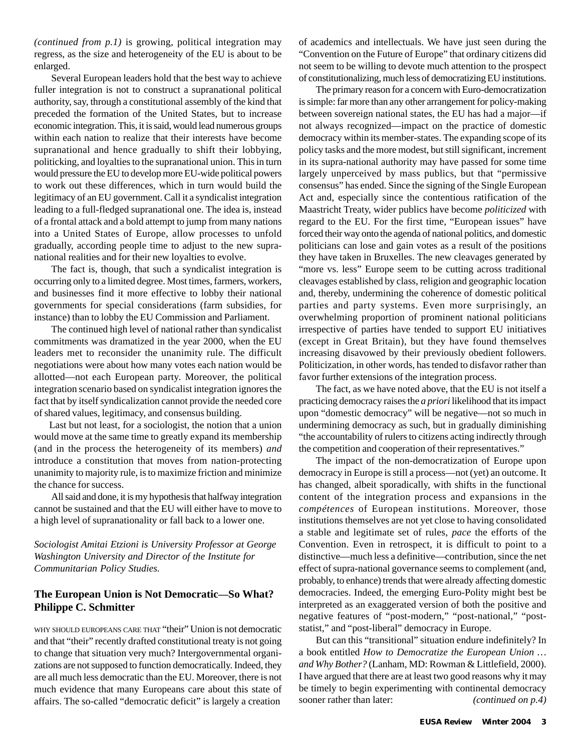*(continued from p.1)* is growing, political integration may regress, as the size and heterogeneity of the EU is about to be enlarged.

Several European leaders hold that the best way to achieve fuller integration is not to construct a supranational political authority, say, through a constitutional assembly of the kind that preceded the formation of the United States, but to increase economic integration. This, it is said, would lead numerous groups within each nation to realize that their interests have become supranational and hence gradually to shift their lobbying, politicking, and loyalties to the supranational union. This in turn would pressure the EU to develop more EU-wide political powers to work out these differences, which in turn would build the legitimacy of an EU government. Call it a syndicalist integration leading to a full-fledged supranational one. The idea is, instead of a frontal attack and a bold attempt to jump from many nations into a United States of Europe, allow processes to unfold gradually, according people time to adjust to the new supranational realities and for their new loyalties to evolve.

The fact is, though, that such a syndicalist integration is occurring only to a limited degree. Most times, farmers, workers, and businesses find it more effective to lobby their national governments for special considerations (farm subsidies, for instance) than to lobby the EU Commission and Parliament.

The continued high level of national rather than syndicalist commitments was dramatized in the year 2000, when the EU leaders met to reconsider the unanimity rule. The difficult negotiations were about how many votes each nation would be allotted—not each European party. Moreover, the political integration scenario based on syndicalist integration ignores the fact that by itself syndicalization cannot provide the needed core of shared values, legitimacy, and consensus building.

Last but not least, for a sociologist, the notion that a union would move at the same time to greatly expand its membership (and in the process the heterogeneity of its members) *and* introduce a constitution that moves from nation-protecting unanimity to majority rule, is to maximize friction and minimize the chance for success.

All said and done, it is my hypothesis that halfway integration cannot be sustained and that the EU will either have to move to a high level of supranationality or fall back to a lower one.

*Sociologist Amitai Etzioni is University Professor at George Washington University and Director of the Institute for Communitarian Policy Studies.*

## The European Union is Not Democratic—So What?
**Philippe C. Schmitter**

WHY SHOULD EUROPEANS CARE THAT "their" Union is not democratic and that "their" recently drafted constitutional treaty is not going to change that situation very much? Intergovernmental organizations are not supposed to function democratically. Indeed, they are all much less democratic than the EU. Moreover, there is not much evidence that many Europeans care about this state of affairs. The so-called "democratic deficit" is largely a creation of academics and intellectuals. We have just seen during the "Convention on the Future of Europe" that ordinary citizens did not seem to be willing to devote much attention to the prospect of constitutionalizing, much less of democratizing EU institutions.

The primary reason for a concern with Euro-democratization is simple: far more than any other arrangement for policy-making between sovereign national states, the EU has had a major—if not always recognized—impact on the practice of domestic democracy within its member-states. The expanding scope of its policy tasks and the more modest, but still significant, increment in its supra-national authority may have passed for some time largely unperceived by mass publics, but that "permissive consensus" has ended. Since the signing of the Single European Act and, especially since the contentious ratification of the Maastricht Treaty, wider publics have become *politicized* with regard to the EU. For the first time, "European issues" have forced their way onto the agenda of national politics, and domestic politicians can lose and gain votes as a result of the positions they have taken in Bruxelles. The new cleavages generated by "more vs. less" Europe seem to be cutting across traditional cleavages established by class, religion and geographic location and, thereby, undermining the coherence of domestic political parties and party systems. Even more surprisingly, an overwhelming proportion of prominent national politicians irrespective of parties have tended to support EU initiatives (except in Great Britain), but they have found themselves increasing disavowed by their previously obedient followers. Politicization, in other words, has tended to disfavor rather than favor further extensions of the integration process.

The fact, as we have noted above, that the EU is not itself a practicing democracy raises the *a priori* likelihood that its impact upon "domestic democracy" will be negative—not so much in undermining democracy as such, but in gradually diminishing "the accountability of rulers to citizens acting indirectly through the competition and cooperation of their representatives."

The impact of the non-democratization of Europe upon democracy in Europe is still a process—not (yet) an outcome. It has changed, albeit sporadically, with shifts in the functional content of the integration process and expansions in the *compétences* of European institutions. Moreover, those institutions themselves are not yet close to having consolidated a stable and legitimate set of rules, *pace* the efforts of the Convention. Even in retrospect, it is difficult to point to a distinctive—much less a definitive—contribution, since the net effect of supra-national governance seems to complement (and, probably, to enhance) trends that were already affecting domestic democracies. Indeed, the emerging Euro-Polity might best be interpreted as an exaggerated version of both the positive and negative features of "post-modern," "post-national," "post-statist," and "post-liberal" democracy in Europe.

But can this "transitional" situation endure indefinitely? In a book entitled *How to Democratize the European Union … and Why Bother?* (Lanham, MD: Rowman & Littlefield, 2000). I have argued that there are at least two good reasons why it may be timely to begin experimenting with continental democracy sooner rather than later: *(continued on p.4)*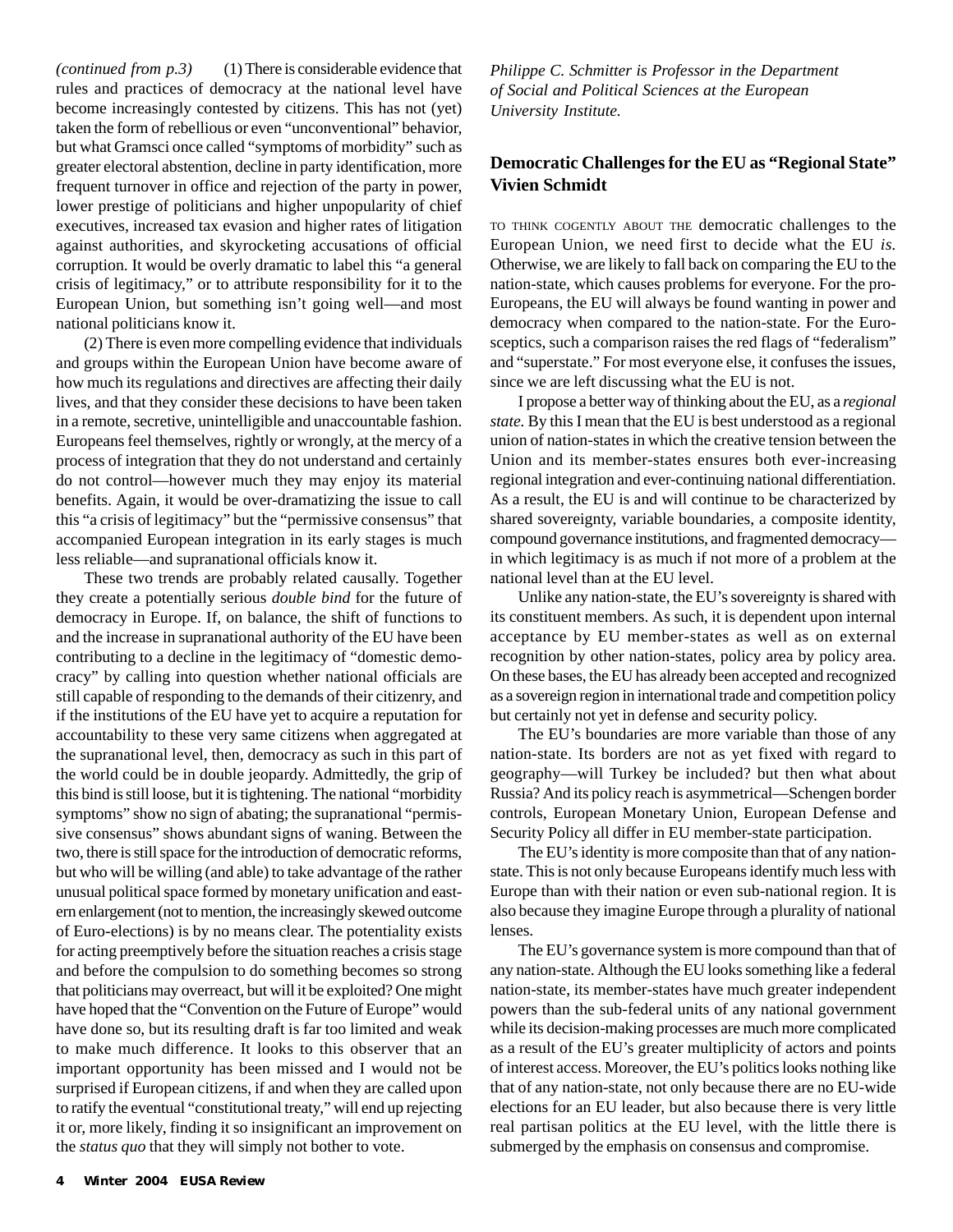*(continued from p.3)* (1) There is considerable evidence that rules and practices of democracy at the national level have become increasingly contested by citizens. This has not (yet) taken the form of rebellious or even "unconventional" behavior, but what Gramsci once called "symptoms of morbidity" such as greater electoral abstention, decline in party identification, more frequent turnover in office and rejection of the party in power, lower prestige of politicians and higher unpopularity of chief executives, increased tax evasion and higher rates of litigation against authorities, and skyrocketing accusations of official corruption. It would be overly dramatic to label this "a general crisis of legitimacy," or to attribute responsibility for it to the European Union, but something isn't going well—and most national politicians know it.

(2) There is even more compelling evidence that individuals and groups within the European Union have become aware of how much its regulations and directives are affecting their daily lives, and that they consider these decisions to have been taken in a remote, secretive, unintelligible and unaccountable fashion. Europeans feel themselves, rightly or wrongly, at the mercy of a process of integration that they do not understand and certainly do not control—however much they may enjoy its material benefits. Again, it would be over-dramatizing the issue to call this "a crisis of legitimacy" but the "permissive consensus" that accompanied European integration in its early stages is much less reliable—and supranational officials know it.

These two trends are probably related causally. Together they create a potentially serious *double bind* for the future of democracy in Europe. If, on balance, the shift of functions to and the increase in supranational authority of the EU have been contributing to a decline in the legitimacy of "domestic democracy" by calling into question whether national officials are still capable of responding to the demands of their citizenry, and if the institutions of the EU have yet to acquire a reputation for accountability to these very same citizens when aggregated at the supranational level, then, democracy as such in this part of the world could be in double jeopardy. Admittedly, the grip of this bind is still loose, but it is tightening. The national "morbidity symptoms" show no sign of abating; the supranational "permissive consensus" shows abundant signs of waning. Between the two, there is still space for the introduction of democratic reforms, but who will be willing (and able) to take advantage of the rather unusual political space formed by monetary unification and eastern enlargement (not to mention, the increasingly skewed outcome of Euro-elections) is by no means clear. The potentiality exists for acting preemptively before the situation reaches a crisis stage and before the compulsion to do something becomes so strong that politicians may overreact, but will it be exploited? One might have hoped that the "Convention on the Future of Europe" would have done so, but its resulting draft is far too limited and weak to make much difference. It looks to this observer that an important opportunity has been missed and I would not be surprised if European citizens, if and when they are called upon to ratify the eventual "constitutional treaty," will end up rejecting it or, more likely, finding it so insignificant an improvement on the *status quo* that they will simply not bother to vote.

*Philippe C. Schmitter is Professor in the Department of Social and Political Sciences at the European University Institute.*

## Democratic Challenges for the EU as "Regional State"
**Vivien Schmidt**

TO THINK COGENTLY ABOUT THE democratic challenges to the European Union, we need first to decide what the EU *is*. Otherwise, we are likely to fall back on comparing the EU to the nation-state, which causes problems for everyone. For the pro-Europeans, the EU will always be found wanting in power and democracy when compared to the nation-state. For the Euro-sceptics, such a comparison raises the red flags of "federalism" and "superstate." For most everyone else, it confuses the issues, since we are left discussing what the EU is not.

I propose a better way of thinking about the EU, as a *regional state.* By this I mean that the EU is best understood as a regional union of nation-states in which the creative tension between the Union and its member-states ensures both ever-increasing regional integration and ever-continuing national differentiation. As a result, the EU is and will continue to be characterized by shared sovereignty, variable boundaries, a composite identity, compound governance institutions, and fragmented democracy—in which legitimacy is as much if not more of a problem at the national level than at the EU level.

Unlike any nation-state, the EU's sovereignty is shared with its constituent members. As such, it is dependent upon internal acceptance by EU member-states as well as on external recognition by other nation-states, policy area by policy area. On these bases, the EU has already been accepted and recognized as a sovereign region in international trade and competition policy but certainly not yet in defense and security policy.

The EU's boundaries are more variable than those of any nation-state. Its borders are not as yet fixed with regard to geography—will Turkey be included? but then what about Russia? And its policy reach is asymmetrical—Schengen border controls, European Monetary Union, European Defense and Security Policy all differ in EU member-state participation.

The EU's identity is more composite than that of any nation-state. This is not only because Europeans identify much less with Europe than with their nation or even sub-national region. It is also because they imagine Europe through a plurality of national lenses.

The EU's governance system is more compound than that of any nation-state. Although the EU looks something like a federal nation-state, its member-states have much greater independent powers than the sub-federal units of any national government while its decision-making processes are much more complicated as a result of the EU's greater multiplicity of actors and points of interest access. Moreover, the EU's politics looks nothing like that of any nation-state, not only because there are no EU-wide elections for an EU leader, but also because there is very little real partisan politics at the EU level, with the little there is submerged by the emphasis on consensus and compromise.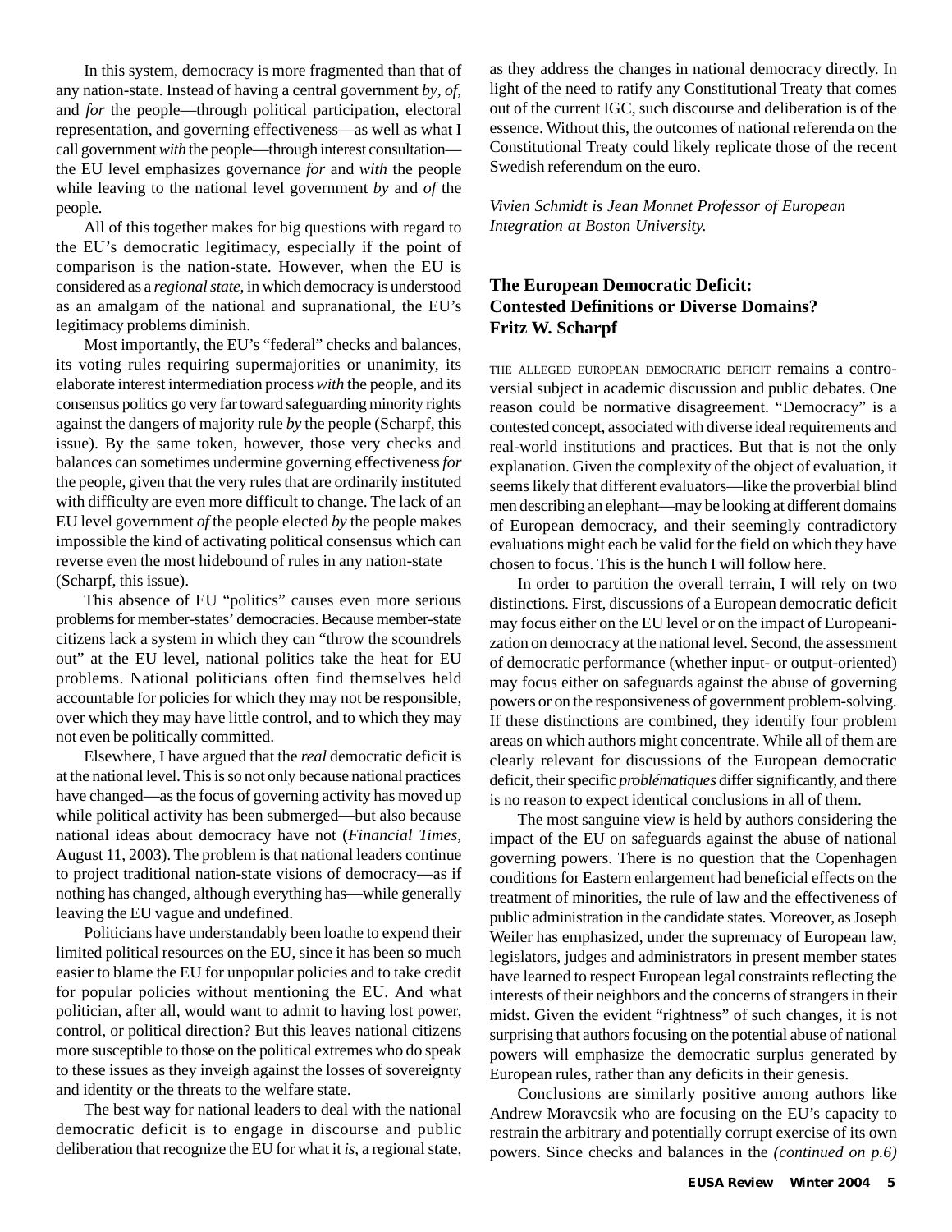In this system, democracy is more fragmented than that of any nation-state. Instead of having a central government *by*, *of*, and *for* the people—through political participation, electoral representation, and governing effectiveness—as well as what I call government *with* the people—through interest consultation—the EU level emphasizes governance *for* and *with* the people while leaving to the national level government *by* and *of* the people.

All of this together makes for big questions with regard to the EU's democratic legitimacy, especially if the point of comparison is the nation-state. However, when the EU is considered as a *regional state*, in which democracy is understood as an amalgam of the national and supranational, the EU's legitimacy problems diminish.

Most importantly, the EU's "federal" checks and balances, its voting rules requiring supermajorities or unanimity, its elaborate interest intermediation process *with* the people, and its consensus politics go very far toward safeguarding minority rights against the dangers of majority rule *by* the people (Scharpf, this issue). By the same token, however, those very checks and balances can sometimes undermine governing effectiveness *for* the people, given that the very rules that are ordinarily instituted with difficulty are even more difficult to change. The lack of an EU level government *of* the people elected *by* the people makes impossible the kind of activating political consensus which can reverse even the most hidebound of rules in any nation-state (Scharpf, this issue).

This absence of EU "politics" causes even more serious problems for member-states' democracies. Because member-state citizens lack a system in which they can "throw the scoundrels out" at the EU level, national politics take the heat for EU problems. National politicians often find themselves held accountable for policies for which they may not be responsible, over which they may have little control, and to which they may not even be politically committed.

Elsewhere, I have argued that the *real* democratic deficit is at the national level. This is so not only because national practices have changed—as the focus of governing activity has moved up while political activity has been submerged—but also because national ideas about democracy have not (*Financial Times*, August 11, 2003). The problem is that national leaders continue to project traditional nation-state visions of democracy—as if nothing has changed, although everything has—while generally leaving the EU vague and undefined.

Politicians have understandably been loathe to expend their limited political resources on the EU, since it has been so much easier to blame the EU for unpopular policies and to take credit for popular policies without mentioning the EU. And what politician, after all, would want to admit to having lost power, control, or political direction? But this leaves national citizens more susceptible to those on the political extremes who do speak to these issues as they inveigh against the losses of sovereignty and identity or the threats to the welfare state.

The best way for national leaders to deal with the national democratic deficit is to engage in discourse and public deliberation that recognize the EU for what it *is*, a regional state, as they address the changes in national democracy directly. In light of the need to ratify any Constitutional Treaty that comes out of the current IGC, such discourse and deliberation is of the essence. Without this, the outcomes of national referenda on the Constitutional Treaty could likely replicate those of the recent Swedish referendum on the euro.

*Vivien Schmidt is Jean Monnet Professor of European Integration at Boston University.*

## The European Democratic Deficit: Contested Definitions or Diverse Domains?
**Fritz W. Scharpf**

THE ALLEGED EUROPEAN DEMOCRATIC DEFICIT remains a controversial subject in academic discussion and public debates. One reason could be normative disagreement. "Democracy" is a contested concept, associated with diverse ideal requirements and real-world institutions and practices. But that is not the only explanation. Given the complexity of the object of evaluation, it seems likely that different evaluators—like the proverbial blind men describing an elephant—may be looking at different domains of European democracy, and their seemingly contradictory evaluations might each be valid for the field on which they have chosen to focus. This is the hunch I will follow here.

In order to partition the overall terrain, I will rely on two distinctions. First, discussions of a European democratic deficit may focus either on the EU level or on the impact of Europeanization on democracy at the national level. Second, the assessment of democratic performance (whether input- or output-oriented) may focus either on safeguards against the abuse of governing powers or on the responsiveness of government problem-solving. If these distinctions are combined, they identify four problem areas on which authors might concentrate. While all of them are clearly relevant for discussions of the European democratic deficit, their specific *problématiques* differ significantly, and there is no reason to expect identical conclusions in all of them.

The most sanguine view is held by authors considering the impact of the EU on safeguards against the abuse of national governing powers. There is no question that the Copenhagen conditions for Eastern enlargement had beneficial effects on the treatment of minorities, the rule of law and the effectiveness of public administration in the candidate states. Moreover, as Joseph Weiler has emphasized, under the supremacy of European law, legislators, judges and administrators in present member states have learned to respect European legal constraints reflecting the interests of their neighbors and the concerns of strangers in their midst. Given the evident "rightness" of such changes, it is not surprising that authors focusing on the potential abuse of national powers will emphasize the democratic surplus generated by European rules, rather than any deficits in their genesis.

Conclusions are similarly positive among authors like Andrew Moravcsik who are focusing on the EU's capacity to restrain the arbitrary and potentially corrupt exercise of its own powers. Since checks and balances in the *(continued on p.6)*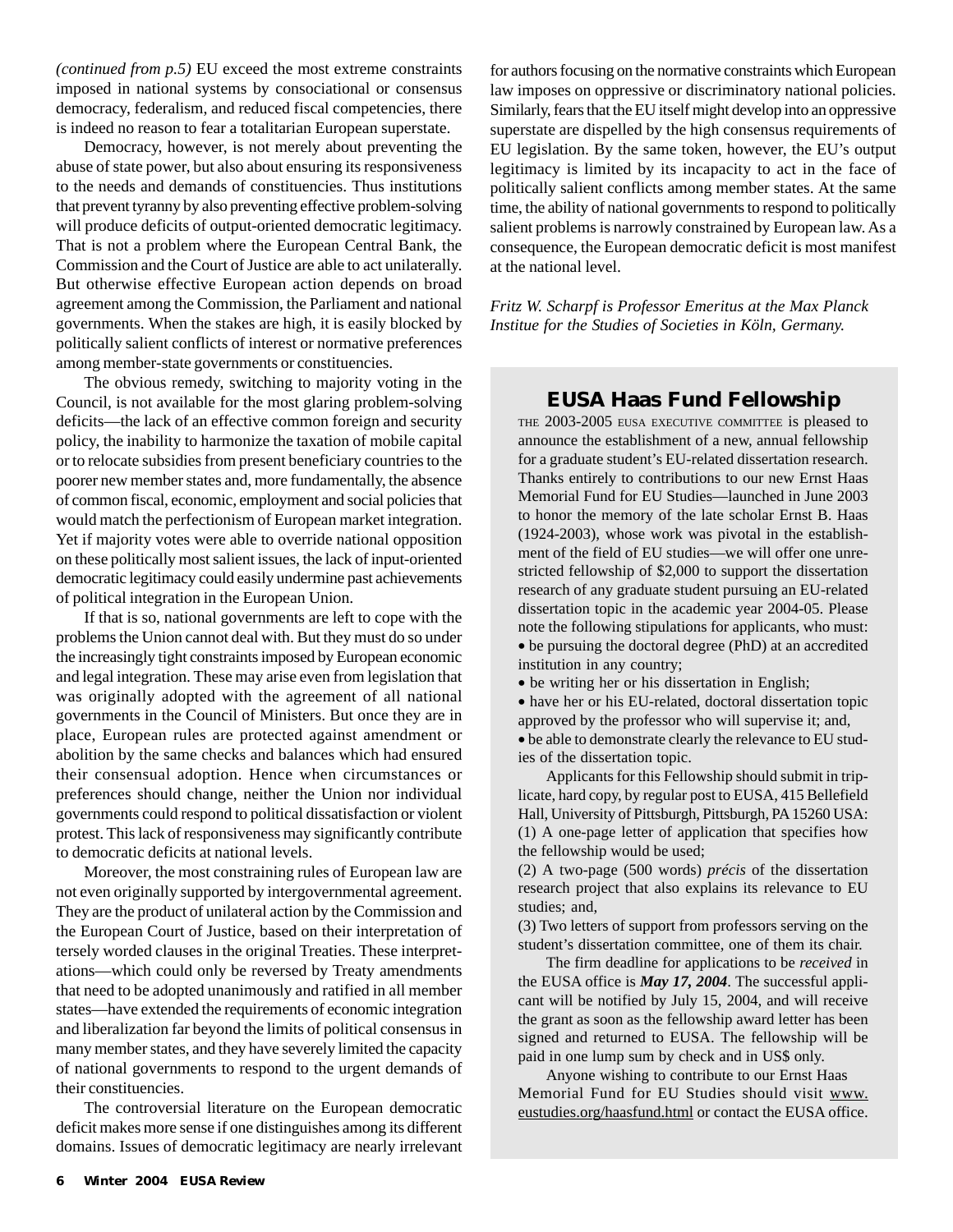*(continued from p.5)* EU exceed the most extreme constraints imposed in national systems by consociational or consensus democracy, federalism, and reduced fiscal competencies, there is indeed no reason to fear a totalitarian European superstate.

Democracy, however, is not merely about preventing the abuse of state power, but also about ensuring its responsiveness to the needs and demands of constituencies. Thus institutions that prevent tyranny by also preventing effective problem-solving will produce deficits of output-oriented democratic legitimacy. That is not a problem where the European Central Bank, the Commission and the Court of Justice are able to act unilaterally. But otherwise effective European action depends on broad agreement among the Commission, the Parliament and national governments. When the stakes are high, it is easily blocked by politically salient conflicts of interest or normative preferences among member-state governments or constituencies.

The obvious remedy, switching to majority voting in the Council, is not available for the most glaring problem-solving deficits—the lack of an effective common foreign and security policy, the inability to harmonize the taxation of mobile capital or to relocate subsidies from present beneficiary countries to the poorer new member states and, more fundamentally, the absence of common fiscal, economic, employment and social policies that would match the perfectionism of European market integration. Yet if majority votes were able to override national opposition on these politically most salient issues, the lack of input-oriented democratic legitimacy could easily undermine past achievements of political integration in the European Union.

If that is so, national governments are left to cope with the problems the Union cannot deal with. But they must do so under the increasingly tight constraints imposed by European economic and legal integration. These may arise even from legislation that was originally adopted with the agreement of all national governments in the Council of Ministers. But once they are in place, European rules are protected against amendment or abolition by the same checks and balances which had ensured their consensual adoption. Hence when circumstances or preferences should change, neither the Union nor individual governments could respond to political dissatisfaction or violent protest. This lack of responsiveness may significantly contribute to democratic deficits at national levels.

Moreover, the most constraining rules of European law are not even originally supported by intergovernmental agreement. They are the product of unilateral action by the Commission and the European Court of Justice, based on their interpretation of tersely worded clauses in the original Treaties. These interpretations—which could only be reversed by Treaty amendments that need to be adopted unanimously and ratified in all member states—have extended the requirements of economic integration and liberalization far beyond the limits of political consensus in many member states, and they have severely limited the capacity of national governments to respond to the urgent demands of their constituencies.

The controversial literature on the European democratic deficit makes more sense if one distinguishes among its different domains. Issues of democratic legitimacy are nearly irrelevant for authors focusing on the normative constraints which European law imposes on oppressive or discriminatory national policies. Similarly, fears that the EU itself might develop into an oppressive superstate are dispelled by the high consensus requirements of EU legislation. By the same token, however, the EU's output legitimacy is limited by its incapacity to act in the face of politically salient conflicts among member states. At the same time, the ability of national governments to respond to politically salient problems is narrowly constrained by European law. As a consequence, the European democratic deficit is most manifest at the national level.

*Fritz W. Scharpf is Professor Emeritus at the Max Planck Institue for the Studies of Societies in Köln, Germany.*

## EUSA Haas Fund Fellowship

THE 2003-2005 EUSA EXECUTIVE COMMITTEE is pleased to announce the establishment of a new, annual fellowship for a graduate student's EU-related dissertation research. Thanks entirely to contributions to our new Ernst Haas Memorial Fund for EU Studies—launched in June 2003 to honor the memory of the late scholar Ernst B. Haas (1924-2003), whose work was pivotal in the establishment of the field of EU studies—we will offer one unrestricted fellowship of $2,000 to support the dissertation research of any graduate student pursuing an EU-related dissertation topic in the academic year 2004-05. Please note the following stipulations for applicants, who must:

- be pursuing the doctoral degree (PhD) at an accredited institution in any country;
- be writing her or his dissertation in English;
- have her or his EU-related, doctoral dissertation topic approved by the professor who will supervise it; and,
- be able to demonstrate clearly the relevance to EU studies of the dissertation topic.

Applicants for this Fellowship should submit in triplicate, hard copy, by regular post to EUSA, 415 Bellefield Hall, University of Pittsburgh, Pittsburgh, PA 15260 USA:

(1) A one-page letter of application that specifies how the fellowship would be used;

(2) A two-page (500 words) *précis* of the dissertation research project that also explains its relevance to EU studies; and,

(3) Two letters of support from professors serving on the student's dissertation committee, one of them its chair.

The firm deadline for applications to be *received* in the EUSA office is ***May 17, 2004***. The successful applicant will be notified by July 15, 2004, and will receive the grant as soon as the fellowship award letter has been signed and returned to EUSA. The fellowship will be paid in one lump sum by check and in US$ only.

Anyone wishing to contribute to our Ernst Haas Memorial Fund for EU Studies should visit www.eustudies.org/haasfund.html or contact the EUSA office.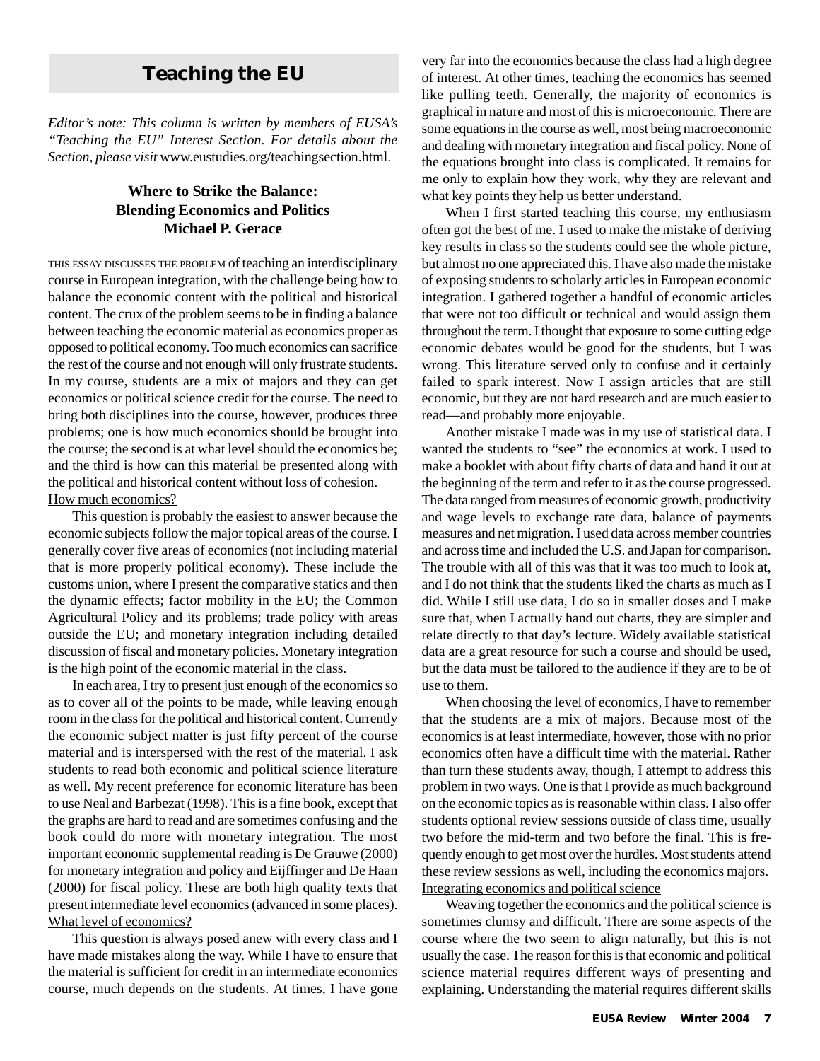## Teaching the EU

*Editor's note: This column is written by members of EUSA's "Teaching the EU" Interest Section. For details about the Section, please visit* www.eustudies.org/teachingsection.html.

### Where to Strike the Balance: Blending Economics and Politics
### Michael P. Gerace

THIS ESSAY DISCUSSES THE PROBLEM of teaching an interdisciplinary course in European integration, with the challenge being how to balance the economic content with the political and historical content. The crux of the problem seems to be in finding a balance between teaching the economic material as economics proper as opposed to political economy. Too much economics can sacrifice the rest of the course and not enough will only frustrate students. In my course, students are a mix of majors and they can get economics or political science credit for the course. The need to bring both disciplines into the course, however, produces three problems; one is how much economics should be brought into the course; the second is at what level should the economics be; and the third is how can this material be presented along with the political and historical content without loss of cohesion.

How much economics?

This question is probably the easiest to answer because the economic subjects follow the major topical areas of the course. I generally cover five areas of economics (not including material that is more properly political economy). These include the customs union, where I present the comparative statics and then the dynamic effects; factor mobility in the EU; the Common Agricultural Policy and its problems; trade policy with areas outside the EU; and monetary integration including detailed discussion of fiscal and monetary policies. Monetary integration is the high point of the economic material in the class.

In each area, I try to present just enough of the economics so as to cover all of the points to be made, while leaving enough room in the class for the political and historical content. Currently the economic subject matter is just fifty percent of the course material and is interspersed with the rest of the material. I ask students to read both economic and political science literature as well. My recent preference for economic literature has been to use Neal and Barbezat (1998). This is a fine book, except that the graphs are hard to read and are sometimes confusing and the book could do more with monetary integration. The most important economic supplemental reading is De Grauwe (2000) for monetary integration and policy and Eijffinger and De Haan (2000) for fiscal policy. These are both high quality texts that present intermediate level economics (advanced in some places).

What level of economics?

This question is always posed anew with every class and I have made mistakes along the way. While I have to ensure that the material is sufficient for credit in an intermediate economics course, much depends on the students. At times, I have gone very far into the economics because the class had a high degree of interest. At other times, teaching the economics has seemed like pulling teeth. Generally, the majority of economics is graphical in nature and most of this is microeconomic. There are some equations in the course as well, most being macroeconomic and dealing with monetary integration and fiscal policy. None of the equations brought into class is complicated. It remains for me only to explain how they work, why they are relevant and what key points they help us better understand.

When I first started teaching this course, my enthusiasm often got the best of me. I used to make the mistake of deriving key results in class so the students could see the whole picture, but almost no one appreciated this. I have also made the mistake of exposing students to scholarly articles in European economic integration. I gathered together a handful of economic articles that were not too difficult or technical and would assign them throughout the term. I thought that exposure to some cutting edge economic debates would be good for the students, but I was wrong. This literature served only to confuse and it certainly failed to spark interest. Now I assign articles that are still economic, but they are not hard research and are much easier to read—and probably more enjoyable.

Another mistake I made was in my use of statistical data. I wanted the students to "see" the economics at work. I used to make a booklet with about fifty charts of data and hand it out at the beginning of the term and refer to it as the course progressed. The data ranged from measures of economic growth, productivity and wage levels to exchange rate data, balance of payments measures and net migration. I used data across member countries and across time and included the U.S. and Japan for comparison. The trouble with all of this was that it was too much to look at, and I do not think that the students liked the charts as much as I did. While I still use data, I do so in smaller doses and I make sure that, when I actually hand out charts, they are simpler and relate directly to that day's lecture. Widely available statistical data are a great resource for such a course and should be used, but the data must be tailored to the audience if they are to be of use to them.

When choosing the level of economics, I have to remember that the students are a mix of majors. Because most of the economics is at least intermediate, however, those with no prior economics often have a difficult time with the material. Rather than turn these students away, though, I attempt to address this problem in two ways. One is that I provide as much background on the economic topics as is reasonable within class. I also offer students optional review sessions outside of class time, usually two before the mid-term and two before the final. This is frequently enough to get most over the hurdles. Most students attend these review sessions as well, including the economics majors.

Integrating economics and political science

Weaving together the economics and the political science is sometimes clumsy and difficult. There are some aspects of the course where the two seem to align naturally, but this is not usually the case. The reason for this is that economic and political science material requires different ways of presenting and explaining. Understanding the material requires different skills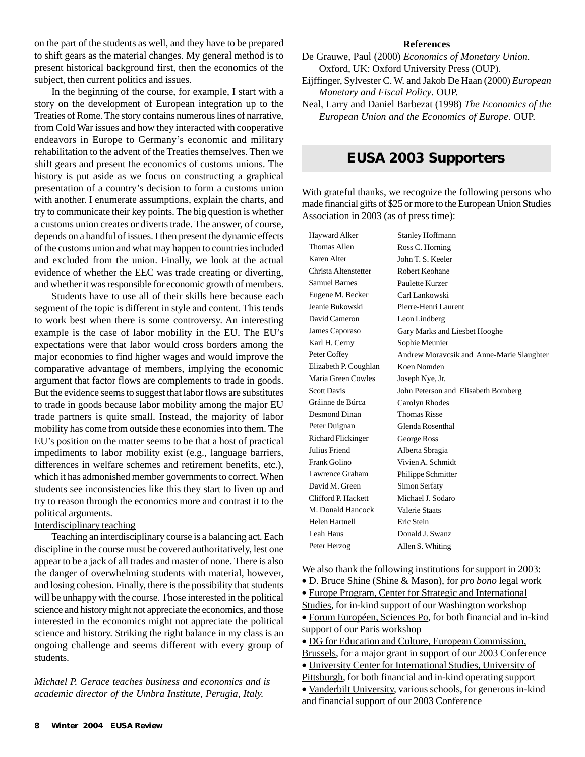on the part of the students as well, and they have to be prepared to shift gears as the material changes. My general method is to present historical background first, then the economics of the subject, then current politics and issues.

In the beginning of the course, for example, I start with a story on the development of European integration up to the Treaties of Rome. The story contains numerous lines of narrative, from Cold War issues and how they interacted with cooperative endeavors in Europe to Germany's economic and military rehabilitation to the advent of the Treaties themselves. Then we shift gears and present the economics of customs unions. The history is put aside as we focus on constructing a graphical presentation of a country's decision to form a customs union with another. I enumerate assumptions, explain the charts, and try to communicate their key points. The big question is whether a customs union creates or diverts trade. The answer, of course, depends on a handful of issues. I then present the dynamic effects of the customs union and what may happen to countries included and excluded from the union. Finally, we look at the actual evidence of whether the EEC was trade creating or diverting, and whether it was responsible for economic growth of members.

Students have to use all of their skills here because each segment of the topic is different in style and content. This tends to work best when there is some controversy. An interesting example is the case of labor mobility in the EU. The EU's expectations were that labor would cross borders among the major economies to find higher wages and would improve the comparative advantage of members, implying the economic argument that factor flows are complements to trade in goods. But the evidence seems to suggest that labor flows are substitutes to trade in goods because labor mobility among the major EU trade partners is quite small. Instead, the majority of labor mobility has come from outside these economies into them. The EU's position on the matter seems to be that a host of practical impediments to labor mobility exist (e.g., language barriers, differences in welfare schemes and retirement benefits, etc.), which it has admonished member governments to correct. When students see inconsistencies like this they start to liven up and try to reason through the economics more and contrast it to the political arguments.

Interdisciplinary teaching

Teaching an interdisciplinary course is a balancing act. Each discipline in the course must be covered authoritatively, lest one appear to be a jack of all trades and master of none. There is also the danger of overwhelming students with material, however, and losing cohesion. Finally, there is the possibility that students will be unhappy with the course. Those interested in the political science and history might not appreciate the economics, and those interested in the economics might not appreciate the political science and history. Striking the right balance in my class is an ongoing challenge and seems different with every group of students.

*Michael P. Gerace teaches business and economics and is academic director of the Umbra Institute, Perugia, Italy.*

**References**

De Grauwe, Paul (2000) *Economics of Monetary Union.* Oxford, UK: Oxford University Press (OUP).

Eijffinger, Sylvester C. W. and Jakob De Haan (2000) *European Monetary and Fiscal Policy*. OUP.

Neal, Larry and Daniel Barbezat (1998) *The Economics of the European Union and the Economics of Europe.* OUP.

## EUSA 2003 Supporters

With grateful thanks, we recognize the following persons who made financial gifts of $25 or more to the European Union Studies Association in 2003 (as of press time):

Hayward Alker
Thomas Allen
Karen Alter
Christa Altenstetter
Samuel Barnes
Eugene M. Becker
Jeanie Bukowski
David Cameron
James Caporaso
Karl H. Cerny
Peter Coffey
Elizabeth P. Coughlan
Maria Green Cowles
Scott Davis
Gráinne de Búrca
Desmond Dinan
Peter Duignan
Richard Flickinger
Julius Friend
Frank Golino
Lawrence Graham
David M. Green
Clifford P. Hackett
M. Donald Hancock
Helen Hartnell
Leah Haus
Peter Herzog
Stanley Hoffmann
Ross C. Horning
John T. S. Keeler
Robert Keohane
Paulette Kurzer
Carl Lankowski
Pierre-Henri Laurent
Leon Lindberg
Gary Marks and Liesbet Hooghe
Sophie Meunier
Andrew Moravcsik and Anne-Marie Slaughter
Koen Nomden
Joseph Nye, Jr.
John Peterson and Elisabeth Bomberg
Carolyn Rhodes
Thomas Risse
Glenda Rosenthal
George Ross
Alberta Sbragia
Vivien A. Schmidt
Philippe Schmitter
Simon Serfaty
Michael J. Sodaro
Valerie Staats
Eric Stein
Donald J. Swanz
Allen S. Whiting

We also thank the following institutions for support in 2003:

- D. Bruce Shine (Shine & Mason), for *pro bono* legal work
- Europe Program, Center for Strategic and International Studies, for in-kind support of our Washington workshop
- Forum Européen, Sciences Po, for both financial and in-kind support of our Paris workshop
- DG for Education and Culture, European Commission, Brussels, for a major grant in support of our 2003 Conference
- University Center for International Studies, University of Pittsburgh, for both financial and in-kind operating support
- Vanderbilt University, various schools, for generous in-kind and financial support of our 2003 Conference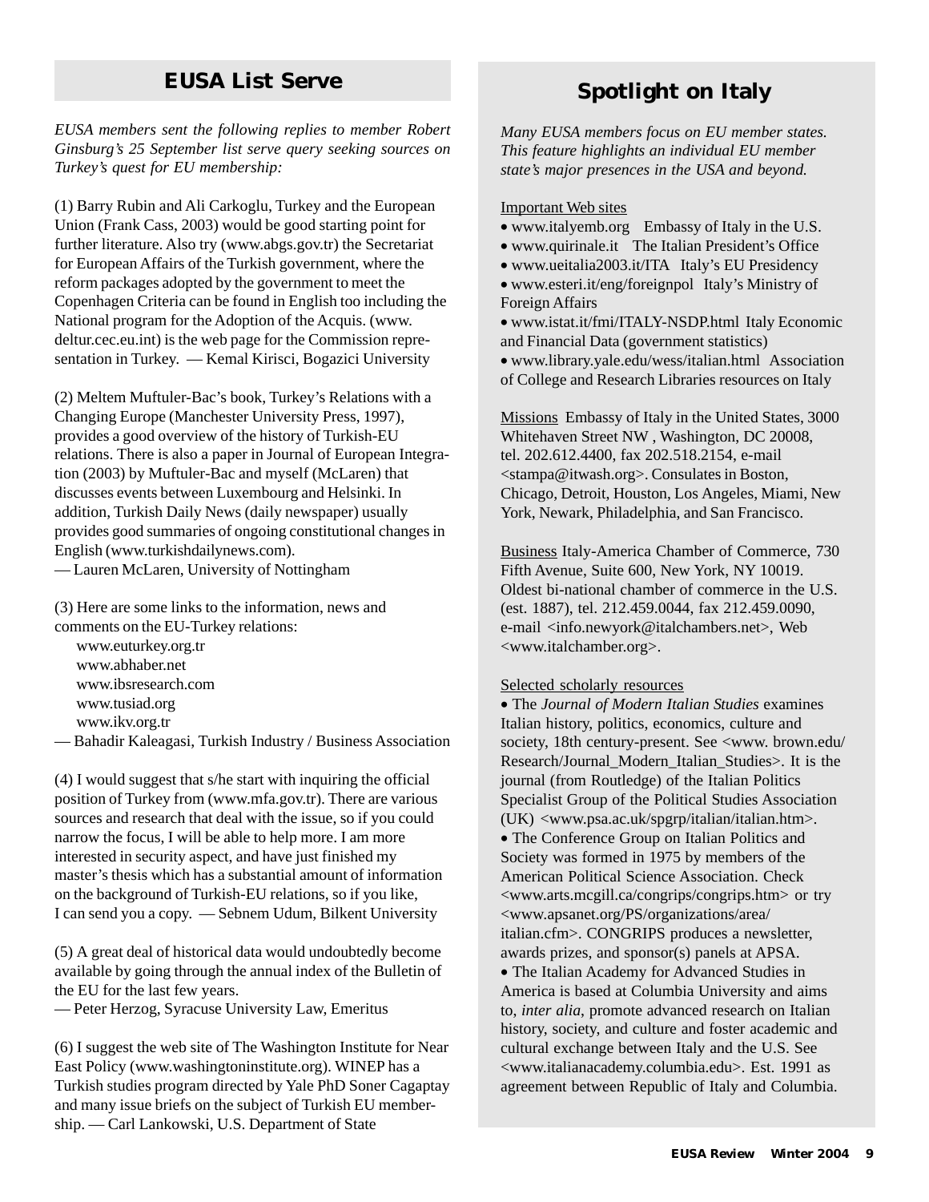## EUSA List Serve

*EUSA members sent the following replies to member Robert Ginsburg's 25 September list serve query seeking sources on Turkey's quest for EU membership:*

(1) Barry Rubin and Ali Carkoglu, Turkey and the European Union (Frank Cass, 2003) would be good starting point for further literature. Also try (www.abgs.gov.tr) the Secretariat for European Affairs of the Turkish government, where the reform packages adopted by the government to meet the Copenhagen Criteria can be found in English too including the National program for the Adoption of the Acquis. (www.deltur.cec.eu.int) is the web page for the Commission representation in Turkey. — Kemal Kirisci, Bogazici University

(2) Meltem Muftuler-Bac's book, Turkey's Relations with a Changing Europe (Manchester University Press, 1997), provides a good overview of the history of Turkish-EU relations. There is also a paper in Journal of European Integration (2003) by Muftuler-Bac and myself (McLaren) that discusses events between Luxembourg and Helsinki. In addition, Turkish Daily News (daily newspaper) usually provides good summaries of ongoing constitutional changes in English (www.turkishdailynews.com).
— Lauren McLaren, University of Nottingham

(3) Here are some links to the information, news and comments on the EU-Turkey relations:
www.euturkey.org.tr
www.abhaber.net
www.ibsresearch.com
www.tusiad.org
www.ikv.org.tr
— Bahadir Kaleagasi, Turkish Industry / Business Association

(4) I would suggest that s/he start with inquiring the official position of Turkey from (www.mfa.gov.tr). There are various sources and research that deal with the issue, so if you could narrow the focus, I will be able to help more. I am more interested in security aspect, and have just finished my master's thesis which has a substantial amount of information on the background of Turkish-EU relations, so if you like, I can send you a copy. — Sebnem Udum, Bilkent University

(5) A great deal of historical data would undoubtedly become available by going through the annual index of the Bulletin of the EU for the last few years.
— Peter Herzog, Syracuse University Law, Emeritus

(6) I suggest the web site of The Washington Institute for Near East Policy (www.washingtoninstitute.org). WINEP has a Turkish studies program directed by Yale PhD Soner Cagaptay and many issue briefs on the subject of Turkish EU membership. — Carl Lankowski, U.S. Department of State

## Spotlight on Italy

*Many EUSA members focus on EU member states. This feature highlights an individual EU member state's major presences in the USA and beyond.*

Important Web sites

- www.italyemb.org Embassy of Italy in the U.S.
- www.quirinale.it The Italian President's Office
- www.ueitalia2003.it/ITA Italy's EU Presidency
- www.esteri.it/eng/foreignpol Italy's Ministry of Foreign Affairs
- www.istat.it/fmi/ITALY-NSDP.html Italy Economic and Financial Data (government statistics)
- www.library.yale.edu/wess/italian.html Association of College and Research Libraries resources on Italy

Missions Embassy of Italy in the United States, 3000 Whitehaven Street NW , Washington, DC 20008, tel. 202.612.4400, fax 202.518.2154, e-mail <stampa@itwash.org>. Consulates in Boston, Chicago, Detroit, Houston, Los Angeles, Miami, New York, Newark, Philadelphia, and San Francisco.

Business Italy-America Chamber of Commerce, 730 Fifth Avenue, Suite 600, New York, NY 10019. Oldest bi-national chamber of commerce in the U.S. (est. 1887), tel. 212.459.0044, fax 212.459.0090, e-mail <info.newyork@italchambers.net>, Web <www.italchamber.org>.

Selected scholarly resources

- The *Journal of Modern Italian Studies* examines Italian history, politics, economics, culture and society, 18th century-present. See <www. brown.edu/Research/Journal_Modern_Italian_Studies>. It is the journal (from Routledge) of the Italian Politics Specialist Group of the Political Studies Association (UK) <www.psa.ac.uk/spgrp/italian/italian.htm>.
- The Conference Group on Italian Politics and Society was formed in 1975 by members of the American Political Science Association. Check <www.arts.mcgill.ca/congrips/congrips.htm> or try <www.apsanet.org/PS/organizations/area/italian.cfm>. CONGRIPS produces a newsletter, awards prizes, and sponsor(s) panels at APSA.
- The Italian Academy for Advanced Studies in America is based at Columbia University and aims to, *inter alia*, promote advanced research on Italian history, society, and culture and foster academic and cultural exchange between Italy and the U.S. See <www.italianacademy.columbia.edu>. Est. 1991 as agreement between Republic of Italy and Columbia.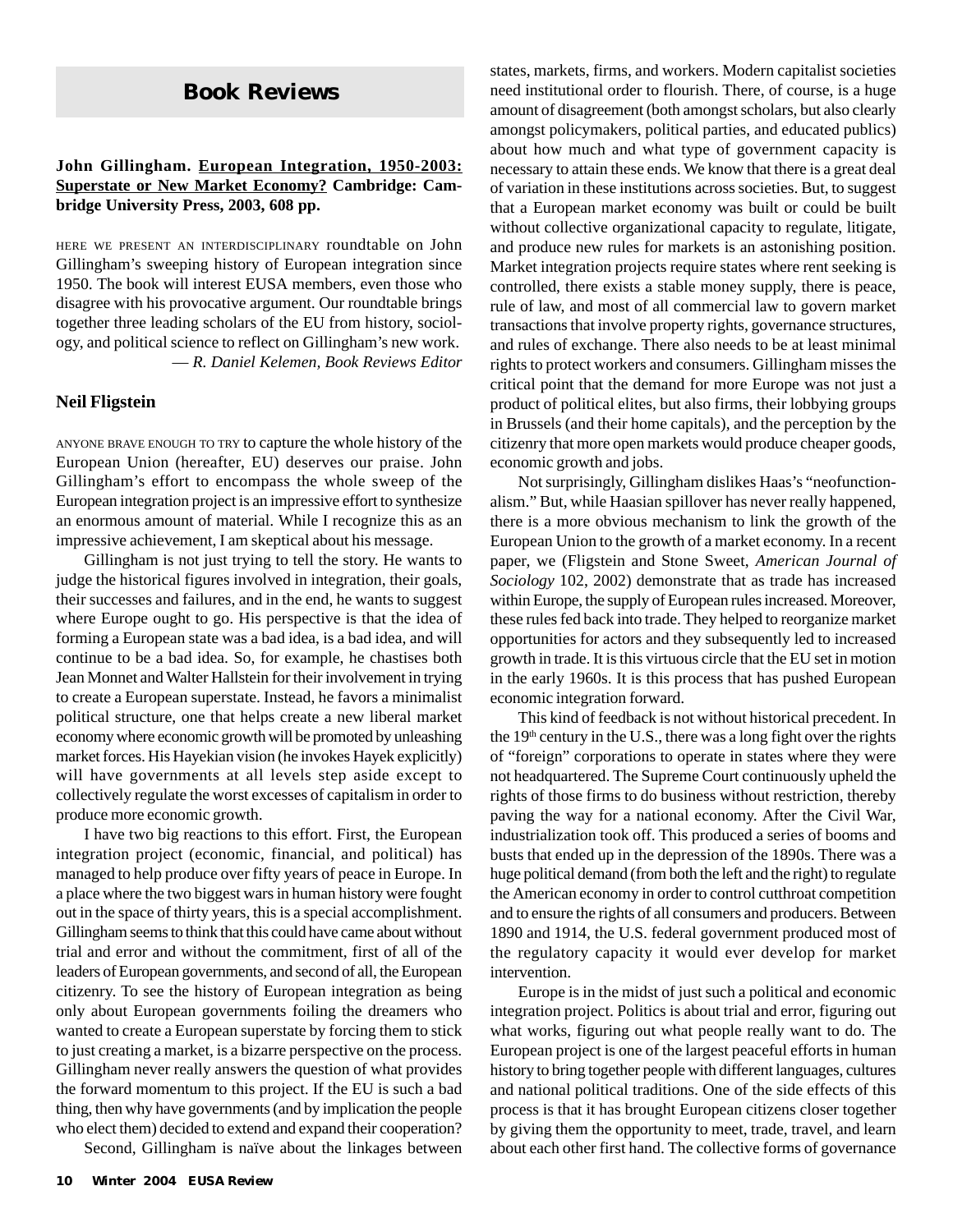# Book Reviews

**John Gillingham. European Integration, 1950-2003: Superstate or New Market Economy? Cambridge: Cambridge University Press, 2003, 608 pp.**

HERE WE PRESENT AN INTERDISCIPLINARY roundtable on John Gillingham's sweeping history of European integration since 1950. The book will interest EUSA members, even those who disagree with his provocative argument. Our roundtable brings together three leading scholars of the EU from history, sociology, and political science to reflect on Gillingham's new work.

— *R. Daniel Kelemen, Book Reviews Editor*

## Neil Fligstein

ANYONE BRAVE ENOUGH TO TRY to capture the whole history of the European Union (hereafter, EU) deserves our praise. John Gillingham's effort to encompass the whole sweep of the European integration project is an impressive effort to synthesize an enormous amount of material. While I recognize this as an impressive achievement, I am skeptical about his message.

Gillingham is not just trying to tell the story. He wants to judge the historical figures involved in integration, their goals, their successes and failures, and in the end, he wants to suggest where Europe ought to go. His perspective is that the idea of forming a European state was a bad idea, is a bad idea, and will continue to be a bad idea. So, for example, he chastises both Jean Monnet and Walter Hallstein for their involvement in trying to create a European superstate. Instead, he favors a minimalist political structure, one that helps create a new liberal market economy where economic growth will be promoted by unleashing market forces. His Hayekian vision (he invokes Hayek explicitly) will have governments at all levels step aside except to collectively regulate the worst excesses of capitalism in order to produce more economic growth.

I have two big reactions to this effort. First, the European integration project (economic, financial, and political) has managed to help produce over fifty years of peace in Europe. In a place where the two biggest wars in human history were fought out in the space of thirty years, this is a special accomplishment. Gillingham seems to think that this could have came about without trial and error and without the commitment, first of all of the leaders of European governments, and second of all, the European citizenry. To see the history of European integration as being only about European governments foiling the dreamers who wanted to create a European superstate by forcing them to stick to just creating a market, is a bizarre perspective on the process. Gillingham never really answers the question of what provides the forward momentum to this project. If the EU is such a bad thing, then why have governments (and by implication the people who elect them) decided to extend and expand their cooperation?

Second, Gillingham is naïve about the linkages between states, markets, firms, and workers. Modern capitalist societies need institutional order to flourish. There, of course, is a huge amount of disagreement (both amongst scholars, but also clearly amongst policymakers, political parties, and educated publics) about how much and what type of government capacity is necessary to attain these ends. We know that there is a great deal of variation in these institutions across societies. But, to suggest that a European market economy was built or could be built without collective organizational capacity to regulate, litigate, and produce new rules for markets is an astonishing position. Market integration projects require states where rent seeking is controlled, there exists a stable money supply, there is peace, rule of law, and most of all commercial law to govern market transactions that involve property rights, governance structures, and rules of exchange. There also needs to be at least minimal rights to protect workers and consumers. Gillingham misses the critical point that the demand for more Europe was not just a product of political elites, but also firms, their lobbying groups in Brussels (and their home capitals), and the perception by the citizenry that more open markets would produce cheaper goods, economic growth and jobs.

Not surprisingly, Gillingham dislikes Haas's "neofunctionalism." But, while Haasian spillover has never really happened, there is a more obvious mechanism to link the growth of the European Union to the growth of a market economy. In a recent paper, we (Fligstein and Stone Sweet, *American Journal of Sociology* 102, 2002) demonstrate that as trade has increased within Europe, the supply of European rules increased. Moreover, these rules fed back into trade. They helped to reorganize market opportunities for actors and they subsequently led to increased growth in trade. It is this virtuous circle that the EU set in motion in the early 1960s. It is this process that has pushed European economic integration forward.

This kind of feedback is not without historical precedent. In the 19th century in the U.S., there was a long fight over the rights of "foreign" corporations to operate in states where they were not headquartered. The Supreme Court continuously upheld the rights of those firms to do business without restriction, thereby paving the way for a national economy. After the Civil War, industrialization took off. This produced a series of booms and busts that ended up in the depression of the 1890s. There was a huge political demand (from both the left and the right) to regulate the American economy in order to control cutthroat competition and to ensure the rights of all consumers and producers. Between 1890 and 1914, the U.S. federal government produced most of the regulatory capacity it would ever develop for market intervention.

Europe is in the midst of just such a political and economic integration project. Politics is about trial and error, figuring out what works, figuring out what people really want to do. The European project is one of the largest peaceful efforts in human history to bring together people with different languages, cultures and national political traditions. One of the side effects of this process is that it has brought European citizens closer together by giving them the opportunity to meet, trade, travel, and learn about each other first hand. The collective forms of governance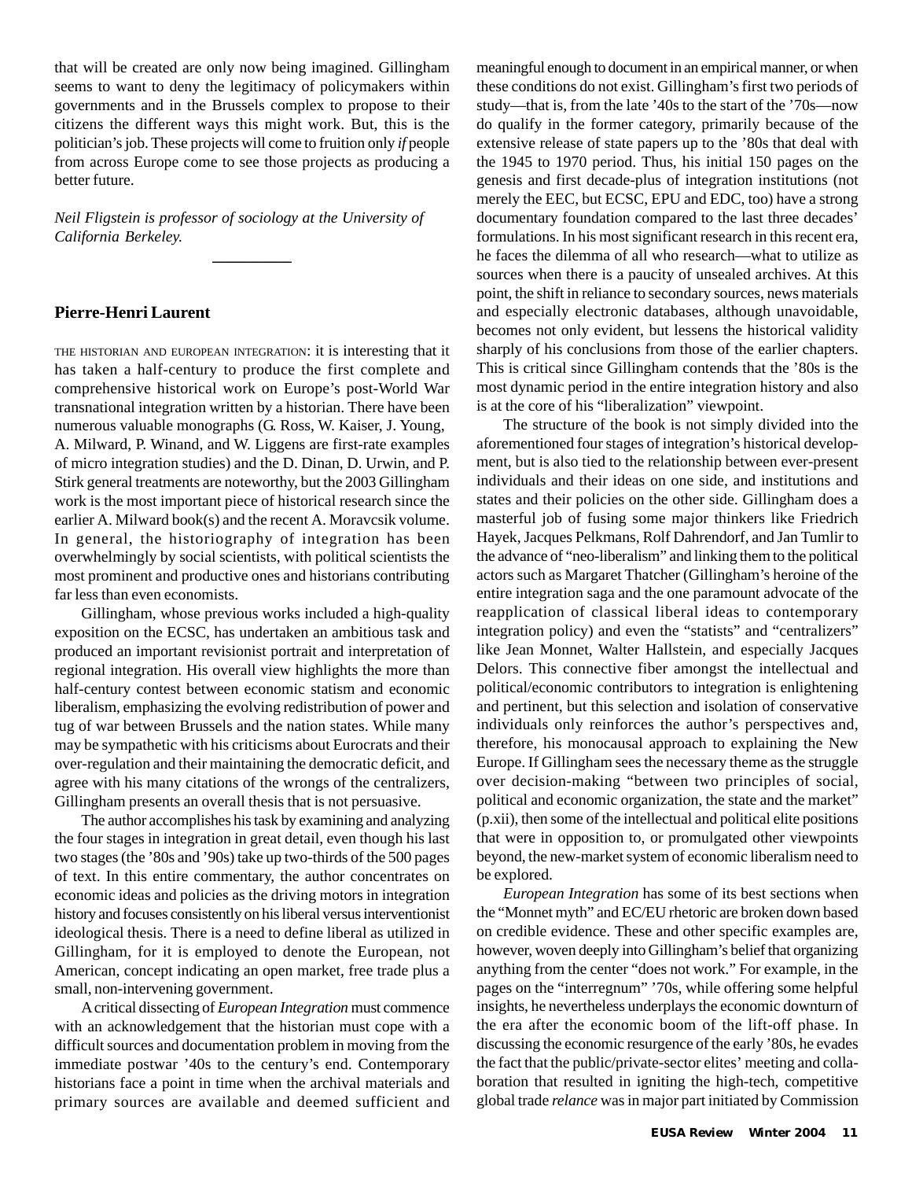that will be created are only now being imagined. Gillingham seems to want to deny the legitimacy of policymakers within governments and in the Brussels complex to propose to their citizens the different ways this might work. But, this is the politician's job. These projects will come to fruition only *if* people from across Europe come to see those projects as producing a better future.

*Neil Fligstein is professor of sociology at the University of California Berkeley.*

---

### Pierre-Henri Laurent

THE HISTORIAN AND EUROPEAN INTEGRATION: it is interesting that it has taken a half-century to produce the first complete and comprehensive historical work on Europe's post-World War transnational integration written by a historian. There have been numerous valuable monographs (G. Ross, W. Kaiser, J. Young, A. Milward, P. Winand, and W. Liggens are first-rate examples of micro integration studies) and the D. Dinan, D. Urwin, and P. Stirk general treatments are noteworthy, but the 2003 Gillingham work is the most important piece of historical research since the earlier A. Milward book(s) and the recent A. Moravcsik volume. In general, the historiography of integration has been overwhelmingly by social scientists, with political scientists the most prominent and productive ones and historians contributing far less than even economists.

Gillingham, whose previous works included a high-quality exposition on the ECSC, has undertaken an ambitious task and produced an important revisionist portrait and interpretation of regional integration. His overall view highlights the more than half-century contest between economic statism and economic liberalism, emphasizing the evolving redistribution of power and tug of war between Brussels and the nation states. While many may be sympathetic with his criticisms about Eurocrats and their over-regulation and their maintaining the democratic deficit, and agree with his many citations of the wrongs of the centralizers, Gillingham presents an overall thesis that is not persuasive.

The author accomplishes his task by examining and analyzing the four stages in integration in great detail, even though his last two stages (the '80s and '90s) take up two-thirds of the 500 pages of text. In this entire commentary, the author concentrates on economic ideas and policies as the driving motors in integration history and focuses consistently on his liberal versus interventionist ideological thesis. There is a need to define liberal as utilized in Gillingham, for it is employed to denote the European, not American, concept indicating an open market, free trade plus a small, non-intervening government.

A critical dissecting of *European Integration* must commence with an acknowledgement that the historian must cope with a difficult sources and documentation problem in moving from the immediate postwar '40s to the century's end. Contemporary historians face a point in time when the archival materials and primary sources are available and deemed sufficient and meaningful enough to document in an empirical manner, or when these conditions do not exist. Gillingham's first two periods of study—that is, from the late '40s to the start of the '70s—now do qualify in the former category, primarily because of the extensive release of state papers up to the '80s that deal with the 1945 to 1970 period. Thus, his initial 150 pages on the genesis and first decade-plus of integration institutions (not merely the EEC, but ECSC, EPU and EDC, too) have a strong documentary foundation compared to the last three decades' formulations. In his most significant research in this recent era, he faces the dilemma of all who research—what to utilize as sources when there is a paucity of unsealed archives. At this point, the shift in reliance to secondary sources, news materials and especially electronic databases, although unavoidable, becomes not only evident, but lessens the historical validity sharply of his conclusions from those of the earlier chapters. This is critical since Gillingham contends that the '80s is the most dynamic period in the entire integration history and also is at the core of his "liberalization" viewpoint.

The structure of the book is not simply divided into the aforementioned four stages of integration's historical development, but is also tied to the relationship between ever-present individuals and their ideas on one side, and institutions and states and their policies on the other side. Gillingham does a masterful job of fusing some major thinkers like Friedrich Hayek, Jacques Pelkmans, Rolf Dahrendorf, and Jan Tumlir to the advance of "neo-liberalism" and linking them to the political actors such as Margaret Thatcher (Gillingham's heroine of the entire integration saga and the one paramount advocate of the reapplication of classical liberal ideas to contemporary integration policy) and even the "statists" and "centralizers" like Jean Monnet, Walter Hallstein, and especially Jacques Delors. This connective fiber amongst the intellectual and political/economic contributors to integration is enlightening and pertinent, but this selection and isolation of conservative individuals only reinforces the author's perspectives and, therefore, his monocausal approach to explaining the New Europe. If Gillingham sees the necessary theme as the struggle over decision-making "between two principles of social, political and economic organization, the state and the market" (p.xii), then some of the intellectual and political elite positions that were in opposition to, or promulgated other viewpoints beyond, the new-market system of economic liberalism need to be explored.

*European Integration* has some of its best sections when the "Monnet myth" and EC/EU rhetoric are broken down based on credible evidence. These and other specific examples are, however, woven deeply into Gillingham's belief that organizing anything from the center "does not work." For example, in the pages on the "interregnum" '70s, while offering some helpful insights, he nevertheless underplays the economic downturn of the era after the economic boom of the lift-off phase. In discussing the economic resurgence of the early '80s, he evades the fact that the public/private-sector elites' meeting and collaboration that resulted in igniting the high-tech, competitive global trade *relance* was in major part initiated by Commission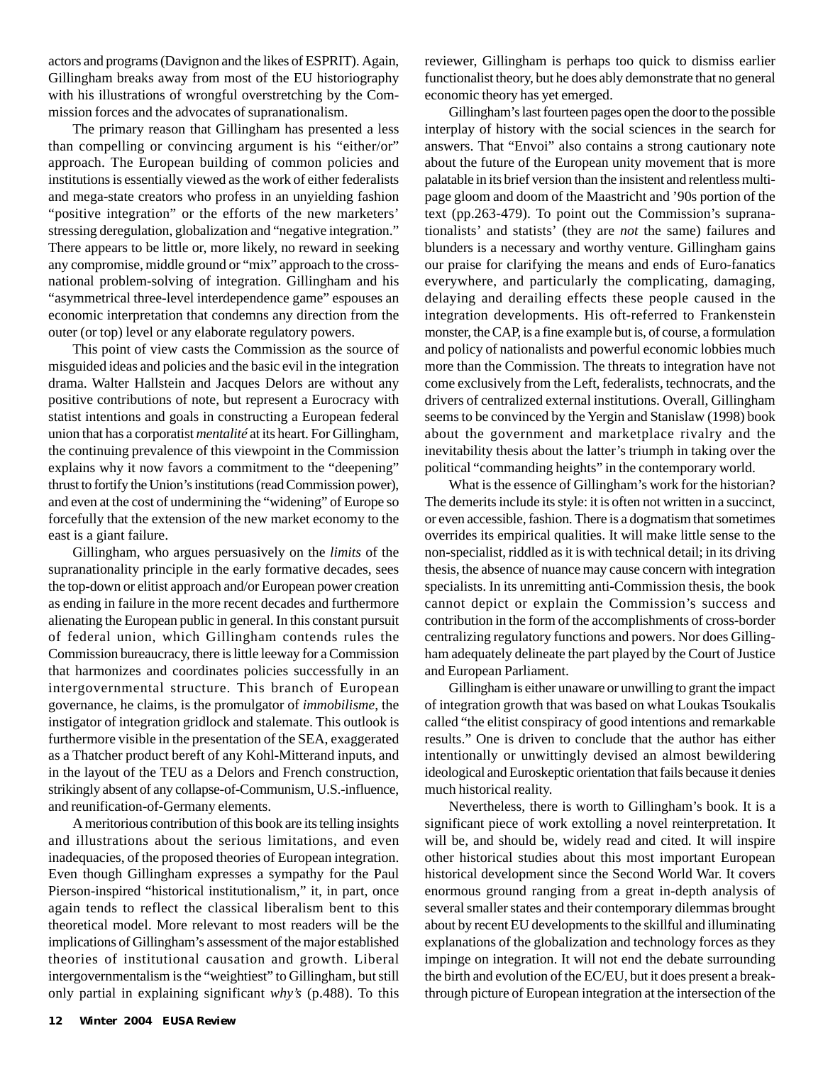actors and programs (Davignon and the likes of ESPRIT). Again, Gillingham breaks away from most of the EU historiography with his illustrations of wrongful overstretching by the Commission forces and the advocates of supranationalism.

The primary reason that Gillingham has presented a less than compelling or convincing argument is his "either/or" approach. The European building of common policies and institutions is essentially viewed as the work of either federalists and mega-state creators who profess in an unyielding fashion "positive integration" or the efforts of the new marketers' stressing deregulation, globalization and "negative integration." There appears to be little or, more likely, no reward in seeking any compromise, middle ground or "mix" approach to the cross-national problem-solving of integration. Gillingham and his "asymmetrical three-level interdependence game" espouses an economic interpretation that condemns any direction from the outer (or top) level or any elaborate regulatory powers.

This point of view casts the Commission as the source of misguided ideas and policies and the basic evil in the integration drama. Walter Hallstein and Jacques Delors are without any positive contributions of note, but represent a Eurocracy with statist intentions and goals in constructing a European federal union that has a corporatist *mentalité* at its heart. For Gillingham, the continuing prevalence of this viewpoint in the Commission explains why it now favors a commitment to the "deepening" thrust to fortify the Union's institutions (read Commission power), and even at the cost of undermining the "widening" of Europe so forcefully that the extension of the new market economy to the east is a giant failure.

Gillingham, who argues persuasively on the *limits* of the supranationality principle in the early formative decades, sees the top-down or elitist approach and/or European power creation as ending in failure in the more recent decades and furthermore alienating the European public in general. In this constant pursuit of federal union, which Gillingham contends rules the Commission bureaucracy, there is little leeway for a Commission that harmonizes and coordinates policies successfully in an intergovernmental structure. This branch of European governance, he claims, is the promulgator of *immobilisme*, the instigator of integration gridlock and stalemate. This outlook is furthermore visible in the presentation of the SEA, exaggerated as a Thatcher product bereft of any Kohl-Mitterand inputs, and in the layout of the TEU as a Delors and French construction, strikingly absent of any collapse-of-Communism, U.S.-influence, and reunification-of-Germany elements.

A meritorious contribution of this book are its telling insights and illustrations about the serious limitations, and even inadequacies, of the proposed theories of European integration. Even though Gillingham expresses a sympathy for the Paul Pierson-inspired "historical institutionalism," it, in part, once again tends to reflect the classical liberalism bent to this theoretical model. More relevant to most readers will be the implications of Gillingham's assessment of the major established theories of institutional causation and growth. Liberal intergovernmentalism is the "weightiest" to Gillingham, but still only partial in explaining significant *why's* (p.488). To this reviewer, Gillingham is perhaps too quick to dismiss earlier functionalist theory, but he does ably demonstrate that no general economic theory has yet emerged.

Gillingham's last fourteen pages open the door to the possible interplay of history with the social sciences in the search for answers. That "Envoi" also contains a strong cautionary note about the future of the European unity movement that is more palatable in its brief version than the insistent and relentless multi-page gloom and doom of the Maastricht and '90s portion of the text (pp.263-479). To point out the Commission's supranationalists' and statists' (they are *not* the same) failures and blunders is a necessary and worthy venture. Gillingham gains our praise for clarifying the means and ends of Euro-fanatics everywhere, and particularly the complicating, damaging, delaying and derailing effects these people caused in the integration developments. His oft-referred to Frankenstein monster, the CAP, is a fine example but is, of course, a formulation and policy of nationalists and powerful economic lobbies much more than the Commission. The threats to integration have not come exclusively from the Left, federalists, technocrats, and the drivers of centralized external institutions. Overall, Gillingham seems to be convinced by the Yergin and Stanislaw (1998) book about the government and marketplace rivalry and the inevitability thesis about the latter's triumph in taking over the political "commanding heights" in the contemporary world.

What is the essence of Gillingham's work for the historian? The demerits include its style: it is often not written in a succinct, or even accessible, fashion. There is a dogmatism that sometimes overrides its empirical qualities. It will make little sense to the non-specialist, riddled as it is with technical detail; in its driving thesis, the absence of nuance may cause concern with integration specialists. In its unremitting anti-Commission thesis, the book cannot depict or explain the Commission's success and contribution in the form of the accomplishments of cross-border centralizing regulatory functions and powers. Nor does Gillingham adequately delineate the part played by the Court of Justice and European Parliament.

Gillingham is either unaware or unwilling to grant the impact of integration growth that was based on what Loukas Tsoukalis called "the elitist conspiracy of good intentions and remarkable results." One is driven to conclude that the author has either intentionally or unwittingly devised an almost bewildering ideological and Euroskeptic orientation that fails because it denies much historical reality.

Nevertheless, there is worth to Gillingham's book. It is a significant piece of work extolling a novel reinterpretation. It will be, and should be, widely read and cited. It will inspire other historical studies about this most important European historical development since the Second World War. It covers enormous ground ranging from a great in-depth analysis of several smaller states and their contemporary dilemmas brought about by recent EU developments to the skillful and illuminating explanations of the globalization and technology forces as they impinge on integration. It will not end the debate surrounding the birth and evolution of the EC/EU, but it does present a breakthrough picture of European integration at the intersection of the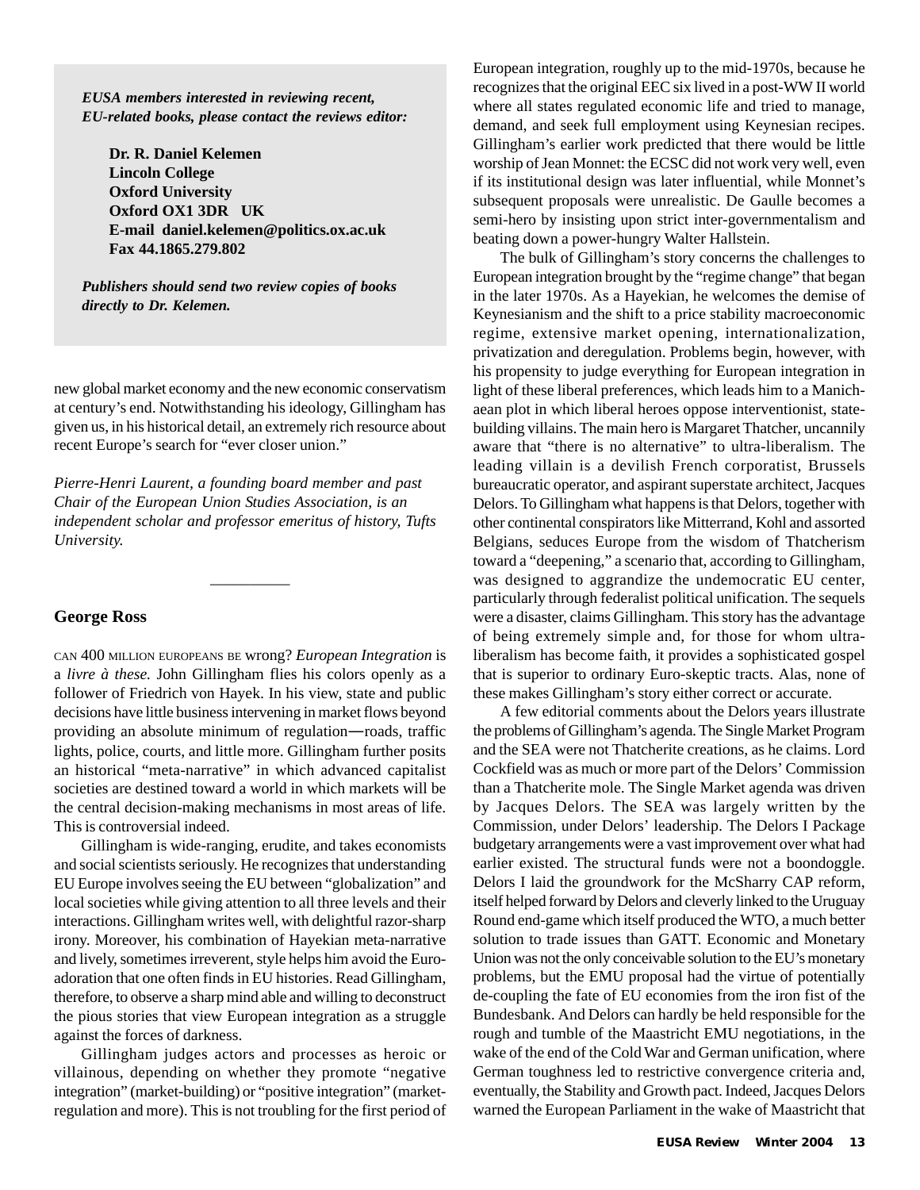*EUSA members interested in reviewing recent, EU-related books, please contact the reviews editor:*

**Dr. R. Daniel Kelemen**
**Lincoln College**
**Oxford University**
**Oxford OX1 3DR UK**
**E-mail daniel.kelemen@politics.ox.ac.uk**
**Fax 44.1865.279.802**

*Publishers should send two review copies of books directly to Dr. Kelemen.*

new global market economy and the new economic conservatism at century's end. Notwithstanding his ideology, Gillingham has given us, in his historical detail, an extremely rich resource about recent Europe's search for "ever closer union."

*Pierre-Henri Laurent, a founding board member and past Chair of the European Union Studies Association, is an independent scholar and professor emeritus of history, Tufts University.*

---

### George Ross

CAN 400 MILLION EUROPEANS BE wrong? *European Integration* is a *livre à these.* John Gillingham flies his colors openly as a follower of Friedrich von Hayek. In his view, state and public decisions have little business intervening in market flows beyond providing an absolute minimum of regulation—roads, traffic lights, police, courts, and little more. Gillingham further posits an historical "meta-narrative" in which advanced capitalist societies are destined toward a world in which markets will be the central decision-making mechanisms in most areas of life. This is controversial indeed.

Gillingham is wide-ranging, erudite, and takes economists and social scientists seriously. He recognizes that understanding EU Europe involves seeing the EU between "globalization" and local societies while giving attention to all three levels and their interactions. Gillingham writes well, with delightful razor-sharp irony. Moreover, his combination of Hayekian meta-narrative and lively, sometimes irreverent, style helps him avoid the Euro-adoration that one often finds in EU histories. Read Gillingham, therefore, to observe a sharp mind able and willing to deconstruct the pious stories that view European integration as a struggle against the forces of darkness.

Gillingham judges actors and processes as heroic or villainous, depending on whether they promote "negative integration" (market-building) or "positive integration" (market-regulation and more). This is not troubling for the first period of European integration, roughly up to the mid-1970s, because he recognizes that the original EEC six lived in a post-WW II world where all states regulated economic life and tried to manage, demand, and seek full employment using Keynesian recipes. Gillingham's earlier work predicted that there would be little worship of Jean Monnet: the ECSC did not work very well, even if its institutional design was later influential, while Monnet's subsequent proposals were unrealistic. De Gaulle becomes a semi-hero by insisting upon strict inter-governmentalism and beating down a power-hungry Walter Hallstein.

The bulk of Gillingham's story concerns the challenges to European integration brought by the "regime change" that began in the later 1970s. As a Hayekian, he welcomes the demise of Keynesianism and the shift to a price stability macroeconomic regime, extensive market opening, internationalization, privatization and deregulation. Problems begin, however, with his propensity to judge everything for European integration in light of these liberal preferences, which leads him to a Manichaean plot in which liberal heroes oppose interventionist, state-building villains. The main hero is Margaret Thatcher, uncannily aware that "there is no alternative" to ultra-liberalism. The leading villain is a devilish French corporatist, Brussels bureaucratic operator, and aspirant superstate architect, Jacques Delors. To Gillingham what happens is that Delors, together with other continental conspirators like Mitterrand, Kohl and assorted Belgians, seduces Europe from the wisdom of Thatcherism toward a "deepening," a scenario that, according to Gillingham, was designed to aggrandize the undemocratic EU center, particularly through federalist political unification. The sequels were a disaster, claims Gillingham. This story has the advantage of being extremely simple and, for those for whom ultra-liberalism has become faith, it provides a sophisticated gospel that is superior to ordinary Euro-skeptic tracts. Alas, none of these makes Gillingham's story either correct or accurate.

A few editorial comments about the Delors years illustrate the problems of Gillingham's agenda. The Single Market Program and the SEA were not Thatcherite creations, as he claims. Lord Cockfield was as much or more part of the Delors' Commission than a Thatcherite mole. The Single Market agenda was driven by Jacques Delors. The SEA was largely written by the Commission, under Delors' leadership. The Delors I Package budgetary arrangements were a vast improvement over what had earlier existed. The structural funds were not a boondoggle. Delors I laid the groundwork for the McSharry CAP reform, itself helped forward by Delors and cleverly linked to the Uruguay Round end-game which itself produced the WTO, a much better solution to trade issues than GATT. Economic and Monetary Union was not the only conceivable solution to the EU's monetary problems, but the EMU proposal had the virtue of potentially de-coupling the fate of EU economies from the iron fist of the Bundesbank. And Delors can hardly be held responsible for the rough and tumble of the Maastricht EMU negotiations, in the wake of the end of the Cold War and German unification, where German toughness led to restrictive convergence criteria and, eventually, the Stability and Growth pact. Indeed, Jacques Delors warned the European Parliament in the wake of Maastricht that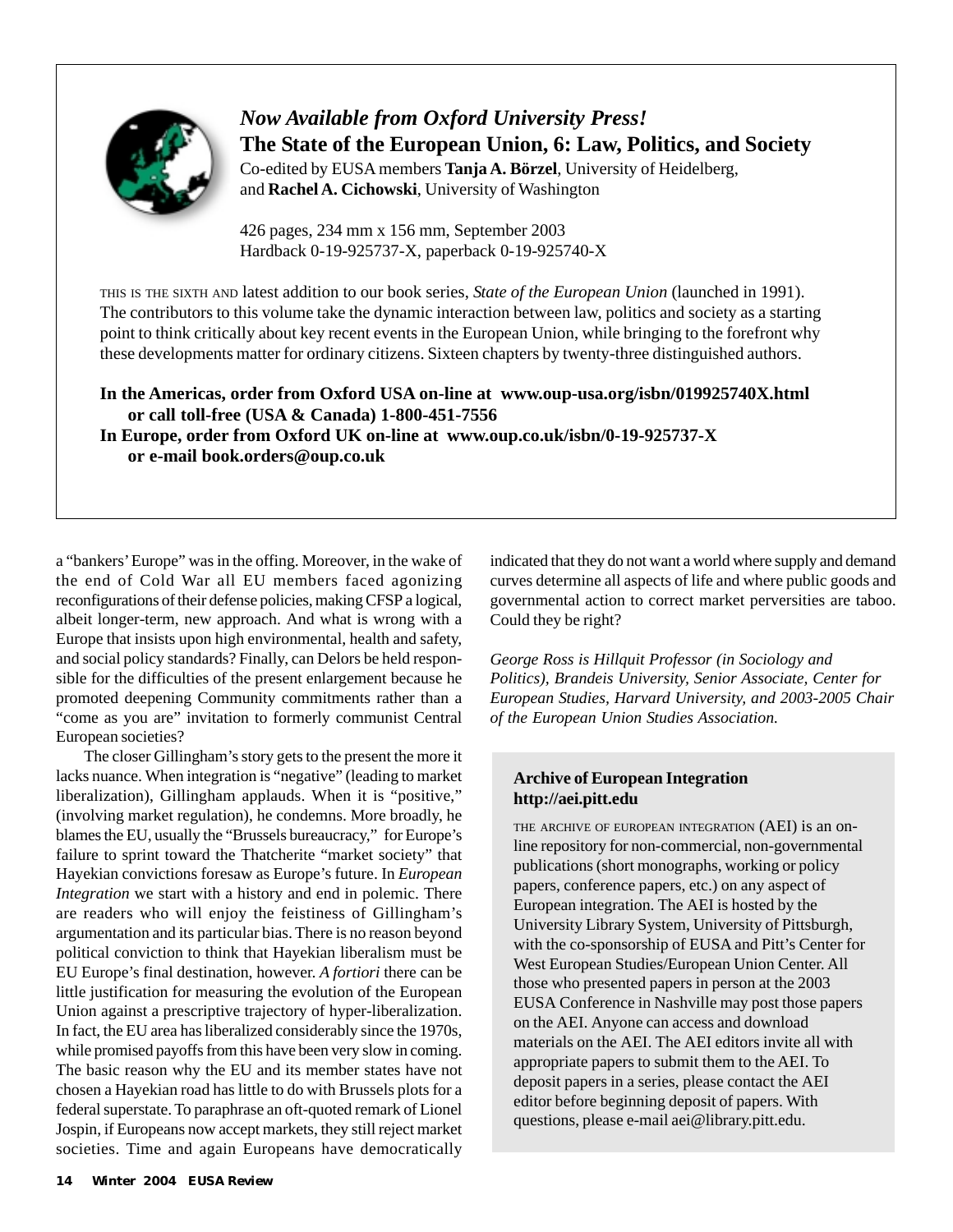## *Now Available from Oxford University Press!*
## The State of the European Union, 6: Law, Politics, and Society

Co-edited by EUSA members **Tanja A. Börzel**, University of Heidelberg, and **Rachel A. Cichowski**, University of Washington

426 pages, 234 mm x 156 mm, September 2003
Hardback 0-19-925737-X, paperback 0-19-925740-X

THIS IS THE SIXTH AND latest addition to our book series, *State of the European Union* (launched in 1991). The contributors to this volume take the dynamic interaction between law, politics and society as a starting point to think critically about key recent events in the European Union, while bringing to the forefront why these developments matter for ordinary citizens. Sixteen chapters by twenty-three distinguished authors.

**In the Americas, order from Oxford USA on-line at www.oup-usa.org/isbn/019925740X.html or call toll-free (USA & Canada) 1-800-451-7556**
**In Europe, order from Oxford UK on-line at www.oup.co.uk/isbn/0-19-925737-X or e-mail book.orders@oup.co.uk**

---

a "bankers' Europe" was in the offing. Moreover, in the wake of the end of Cold War all EU members faced agonizing reconfigurations of their defense policies, making CFSP a logical, albeit longer-term, new approach. And what is wrong with a Europe that insists upon high environmental, health and safety, and social policy standards? Finally, can Delors be held responsible for the difficulties of the present enlargement because he promoted deepening Community commitments rather than a "come as you are" invitation to formerly communist Central European societies?

The closer Gillingham's story gets to the present the more it lacks nuance. When integration is "negative" (leading to market liberalization), Gillingham applauds. When it is "positive," (involving market regulation), he condemns. More broadly, he blames the EU, usually the "Brussels bureaucracy," for Europe's failure to sprint toward the Thatcherite "market society" that Hayekian convictions foresaw as Europe's future. In *European Integration* we start with a history and end in polemic. There are readers who will enjoy the feistiness of Gillingham's argumentation and its particular bias. There is no reason beyond political conviction to think that Hayekian liberalism must be EU Europe's final destination, however. *A fortiori* there can be little justification for measuring the evolution of the European Union against a prescriptive trajectory of hyper-liberalization. In fact, the EU area has liberalized considerably since the 1970s, while promised payoffs from this have been very slow in coming. The basic reason why the EU and its member states have not chosen a Hayekian road has little to do with Brussels plots for a federal superstate. To paraphrase an oft-quoted remark of Lionel Jospin, if Europeans now accept markets, they still reject market societies. Time and again Europeans have democratically indicated that they do not want a world where supply and demand curves determine all aspects of life and where public goods and governmental action to correct market perversities are taboo. Could they be right?

*George Ross is Hillquit Professor (in Sociology and Politics), Brandeis University, Senior Associate, Center for European Studies, Harvard University, and 2003-2005 Chair of the European Union Studies Association.*

---

**Archive of European Integration**
**http://aei.pitt.edu**

THE ARCHIVE OF EUROPEAN INTEGRATION (AEI) is an on-line repository for non-commercial, non-governmental publications (short monographs, working or policy papers, conference papers, etc.) on any aspect of European integration. The AEI is hosted by the University Library System, University of Pittsburgh, with the co-sponsorship of EUSA and Pitt's Center for West European Studies/European Union Center. All those who presented papers in person at the 2003 EUSA Conference in Nashville may post those papers on the AEI. Anyone can access and download materials on the AEI. The AEI editors invite all with appropriate papers to submit them to the AEI. To deposit papers in a series, please contact the AEI editor before beginning deposit of papers. With questions, please e-mail aei@library.pitt.edu.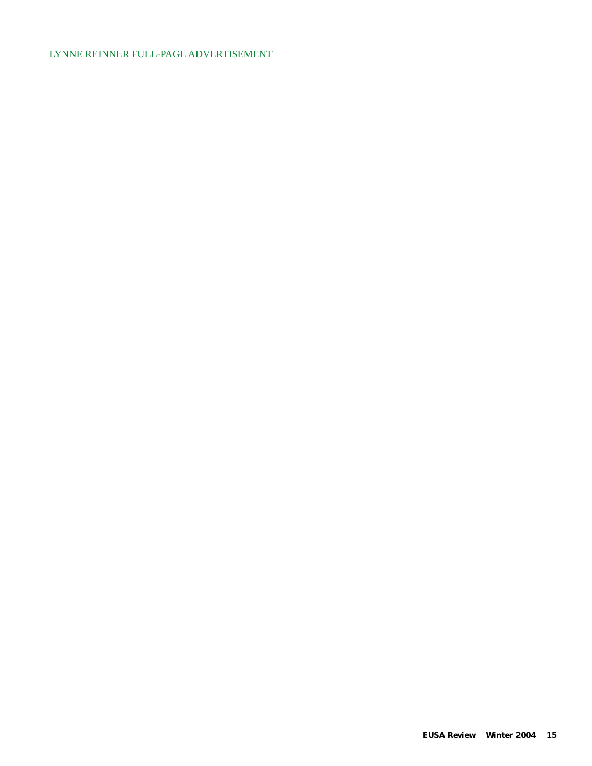LYNNE REINNER FULL-PAGE ADVERTISEMENT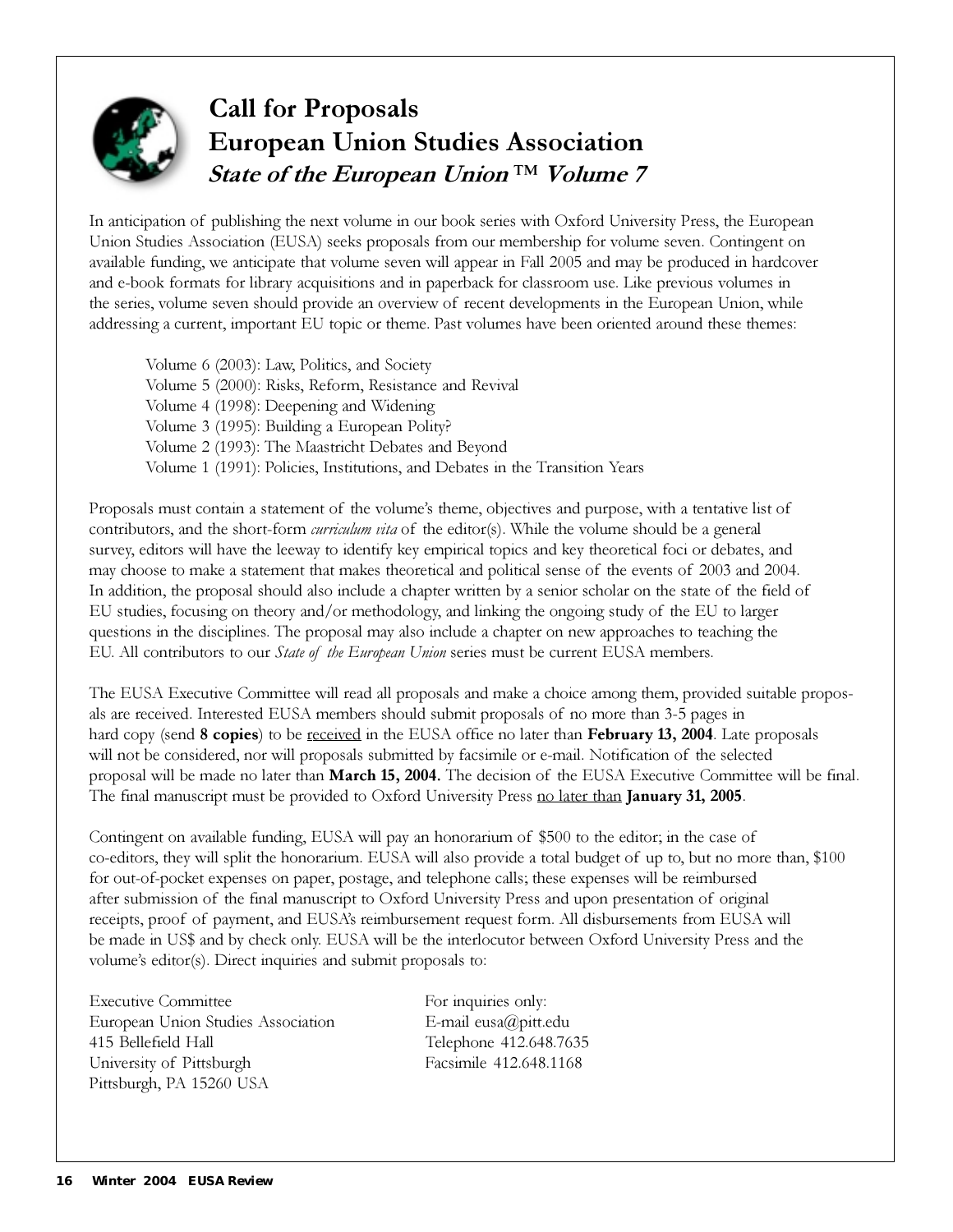# Call for Proposals
# European Union Studies Association
## *State of the European Union™ Volume 7*

In anticipation of publishing the next volume in our book series with Oxford University Press, the European Union Studies Association (EUSA) seeks proposals from our membership for volume seven. Contingent on available funding, we anticipate that volume seven will appear in Fall 2005 and may be produced in hardcover and e-book formats for library acquisitions and in paperback for classroom use. Like previous volumes in the series, volume seven should provide an overview of recent developments in the European Union, while addressing a current, important EU topic or theme. Past volumes have been oriented around these themes:

- Volume 6 (2003): Law, Politics, and Society
- Volume 5 (2000): Risks, Reform, Resistance and Revival
- Volume 4 (1998): Deepening and Widening
- Volume 3 (1995): Building a European Polity?
- Volume 2 (1993): The Maastricht Debates and Beyond
- Volume 1 (1991): Policies, Institutions, and Debates in the Transition Years

Proposals must contain a statement of the volume's theme, objectives and purpose, with a tentative list of contributors, and the short-form *curriculum vita* of the editor(s). While the volume should be a general survey, editors will have the leeway to identify key empirical topics and key theoretical foci or debates, and may choose to make a statement that makes theoretical and political sense of the events of 2003 and 2004. In addition, the proposal should also include a chapter written by a senior scholar on the state of the field of EU studies, focusing on theory and/or methodology, and linking the ongoing study of the EU to larger questions in the disciplines. The proposal may also include a chapter on new approaches to teaching the EU. All contributors to our *State of the European Union* series must be current EUSA members.

The EUSA Executive Committee will read all proposals and make a choice among them, provided suitable proposals are received. Interested EUSA members should submit proposals of no more than 3-5 pages in hard copy (send **8 copies**) to be received in the EUSA office no later than **February 13, 2004**. Late proposals will not be considered, nor will proposals submitted by facsimile or e-mail. Notification of the selected proposal will be made no later than **March 15, 2004.** The decision of the EUSA Executive Committee will be final. The final manuscript must be provided to Oxford University Press no later than **January 31, 2005**.

Contingent on available funding, EUSA will pay an honorarium of $500 to the editor; in the case of co-editors, they will split the honorarium. EUSA will also provide a total budget of up to, but no more than, $100 for out-of-pocket expenses on paper, postage, and telephone calls; these expenses will be reimbursed after submission of the final manuscript to Oxford University Press and upon presentation of original receipts, proof of payment, and EUSA's reimbursement request form. All disbursements from EUSA will be made in US$ and by check only. EUSA will be the interlocutor between Oxford University Press and the volume's editor(s). Direct inquiries and submit proposals to:

Executive Committee
European Union Studies Association
415 Bellefield Hall
University of Pittsburgh
Pittsburgh, PA 15260 USA

For inquiries only:
E-mail eusa@pitt.edu
Telephone 412.648.7635
Facsimile 412.648.1168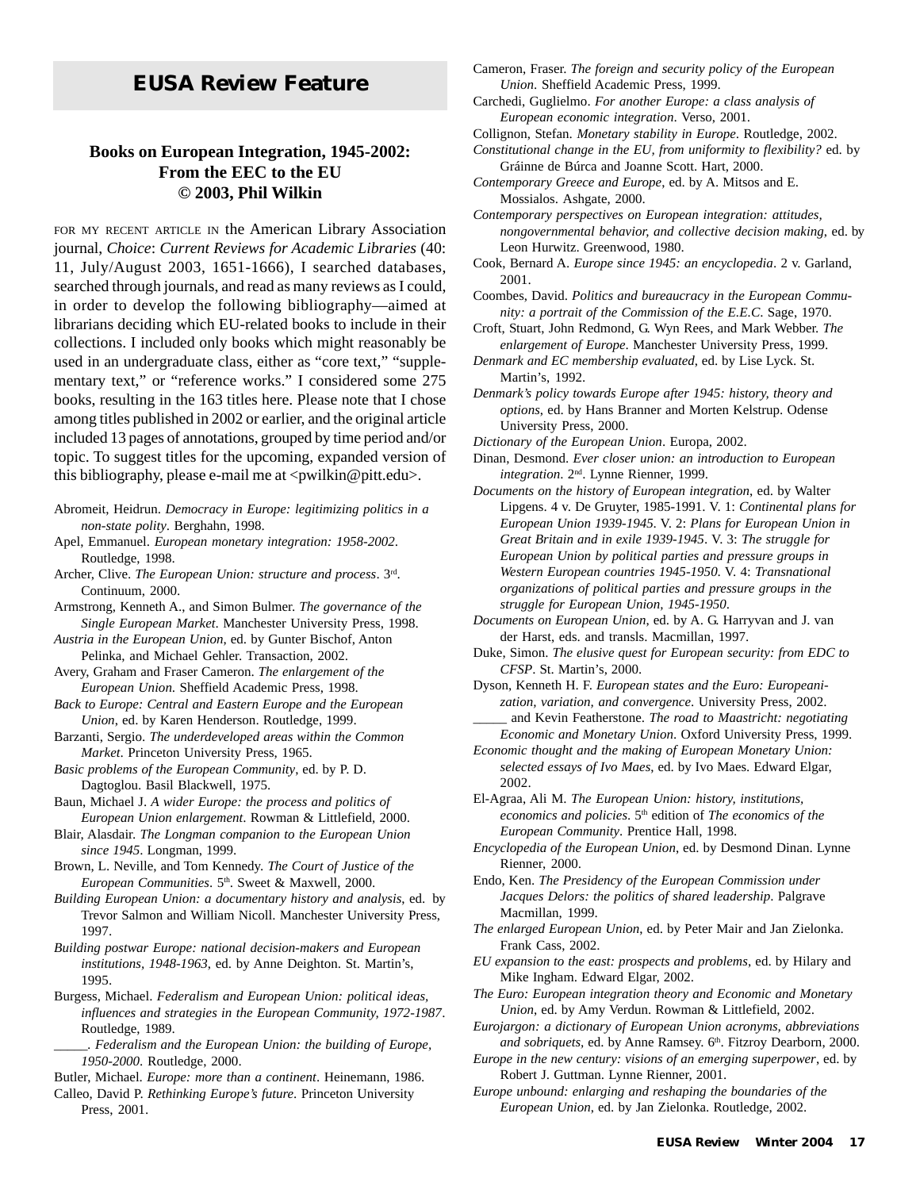## EUSA Review Feature

### Books on European Integration, 1945-2002: From the EEC to the EU
### © 2003, Phil Wilkin

FOR MY RECENT ARTICLE IN the American Library Association journal, *Choice*: *Current Reviews for Academic Libraries* (40: 11, July/August 2003, 1651-1666), I searched databases, searched through journals, and read as many reviews as I could, in order to develop the following bibliography—aimed at librarians deciding which EU-related books to include in their collections. I included only books which might reasonably be used in an undergraduate class, either as "core text," "supplementary text," or "reference works." I considered some 275 books, resulting in the 163 titles here. Please note that I chose among titles published in 2002 or earlier, and the original article included 13 pages of annotations, grouped by time period and/or topic. To suggest titles for the upcoming, expanded version of this bibliography, please e-mail me at <pwilkin@pitt.edu>.

Abromeit, Heidrun. *Democracy in Europe: legitimizing politics in a non-state polity*. Berghahn, 1998.

Apel, Emmanuel. *European monetary integration: 1958-2002*. Routledge, 1998.

Archer, Clive. *The European Union: structure and process*. 3rd. Continuum, 2000.

Armstrong, Kenneth A., and Simon Bulmer. *The governance of the Single European Market*. Manchester University Press, 1998.

*Austria in the European Union*, ed. by Gunter Bischof, Anton Pelinka, and Michael Gehler. Transaction, 2002.

Avery, Graham and Fraser Cameron. *The enlargement of the European Union*. Sheffield Academic Press, 1998.

*Back to Europe: Central and Eastern Europe and the European Union*, ed. by Karen Henderson. Routledge, 1999.

Barzanti, Sergio. *The underdeveloped areas within the Common Market*. Princeton University Press, 1965.

*Basic problems of the European Community*, ed. by P. D. Dagtoglou. Basil Blackwell, 1975.

Baun, Michael J. *A wider Europe: the process and politics of European Union enlargement*. Rowman & Littlefield, 2000.

Blair, Alasdair. *The Longman companion to the European Union since 1945*. Longman, 1999.

Brown, L. Neville, and Tom Kennedy. *The Court of Justice of the European Communities*. 5th. Sweet & Maxwell, 2000.

*Building European Union: a documentary history and analysis*, ed. by Trevor Salmon and William Nicoll. Manchester University Press, 1997.

*Building postwar Europe: national decision-makers and European institutions, 1948-1963*, ed. by Anne Deighton. St. Martin's, 1995.

Burgess, Michael. *Federalism and European Union: political ideas, influences and strategies in the European Community, 1972-1987*. Routledge, 1989.

_____. *Federalism and the European Union: the building of Europe, 1950-2000*. Routledge, 2000.

Butler, Michael. *Europe: more than a continent*. Heinemann, 1986.

Calleo, David P. *Rethinking Europe's future*. Princeton University Press, 2001.

Cameron, Fraser. *The foreign and security policy of the European Union*. Sheffield Academic Press, 1999.

Carchedi, Guglielmo. *For another Europe: a class analysis of European economic integration*. Verso, 2001.

Collignon, Stefan. *Monetary stability in Europe*. Routledge, 2002.

*Constitutional change in the EU, from uniformity to flexibility?* ed. by Gráinne de Búrca and Joanne Scott. Hart, 2000.

*Contemporary Greece and Europe*, ed. by A. Mitsos and E. Mossialos. Ashgate, 2000.

*Contemporary perspectives on European integration: attitudes, nongovernmental behavior, and collective decision making*, ed. by Leon Hurwitz. Greenwood, 1980.

Cook, Bernard A. *Europe since 1945: an encyclopedia*. 2 v. Garland, 2001.

Coombes, David. *Politics and bureaucracy in the European Community: a portrait of the Commission of the E.E.C.* Sage, 1970.

Croft, Stuart, John Redmond, G. Wyn Rees, and Mark Webber. *The enlargement of Europe*. Manchester University Press, 1999.

*Denmark and EC membership evaluated*, ed. by Lise Lyck. St. Martin's, 1992.

*Denmark's policy towards Europe after 1945: history, theory and options*, ed. by Hans Branner and Morten Kelstrup. Odense University Press, 2000.

*Dictionary of the European Union*. Europa, 2002.

Dinan, Desmond. *Ever closer union: an introduction to European integration*. 2nd. Lynne Rienner, 1999.

*Documents on the history of European integration*, ed. by Walter Lipgens. 4 v. De Gruyter, 1985-1991. V. 1: *Continental plans for European Union 1939-1945*. V. 2: *Plans for European Union in Great Britain and in exile 1939-1945*. V. 3: *The struggle for European Union by political parties and pressure groups in Western European countries 1945-1950*. V. 4: *Transnational organizations of political parties and pressure groups in the struggle for European Union, 1945-1950*.

*Documents on European Union*, ed. by A. G. Harryvan and J. van der Harst, eds. and transls. Macmillan, 1997.

Duke, Simon. *The elusive quest for European security: from EDC to CFSP*. St. Martin's, 2000.

Dyson, Kenneth H. F. *European states and the Euro: Europeanization, variation, and convergence*. University Press, 2002.

_____ and Kevin Featherstone. *The road to Maastricht: negotiating Economic and Monetary Union*. Oxford University Press, 1999.

*Economic thought and the making of European Monetary Union: selected essays of Ivo Maes*, ed. by Ivo Maes. Edward Elgar, 2002.

El-Agraa, Ali M. *The European Union: history, institutions, economics and policies*. 5th edition of *The economics of the European Community*. Prentice Hall, 1998.

*Encyclopedia of the European Union*, ed. by Desmond Dinan. Lynne Rienner, 2000.

Endo, Ken. *The Presidency of the European Commission under Jacques Delors: the politics of shared leadership*. Palgrave Macmillan, 1999.

*The enlarged European Union*, ed. by Peter Mair and Jan Zielonka. Frank Cass, 2002.

*EU expansion to the east: prospects and problems*, ed. by Hilary and Mike Ingham. Edward Elgar, 2002.

*The Euro: European integration theory and Economic and Monetary Union*, ed. by Amy Verdun. Rowman & Littlefield, 2002.

*Eurojargon: a dictionary of European Union acronyms, abbreviations and sobriquets*, ed. by Anne Ramsey. 6th. Fitzroy Dearborn, 2000.

*Europe in the new century: visions of an emerging superpower*, ed. by Robert J. Guttman. Lynne Rienner, 2001.

*Europe unbound: enlarging and reshaping the boundaries of the European Union*, ed. by Jan Zielonka. Routledge, 2002.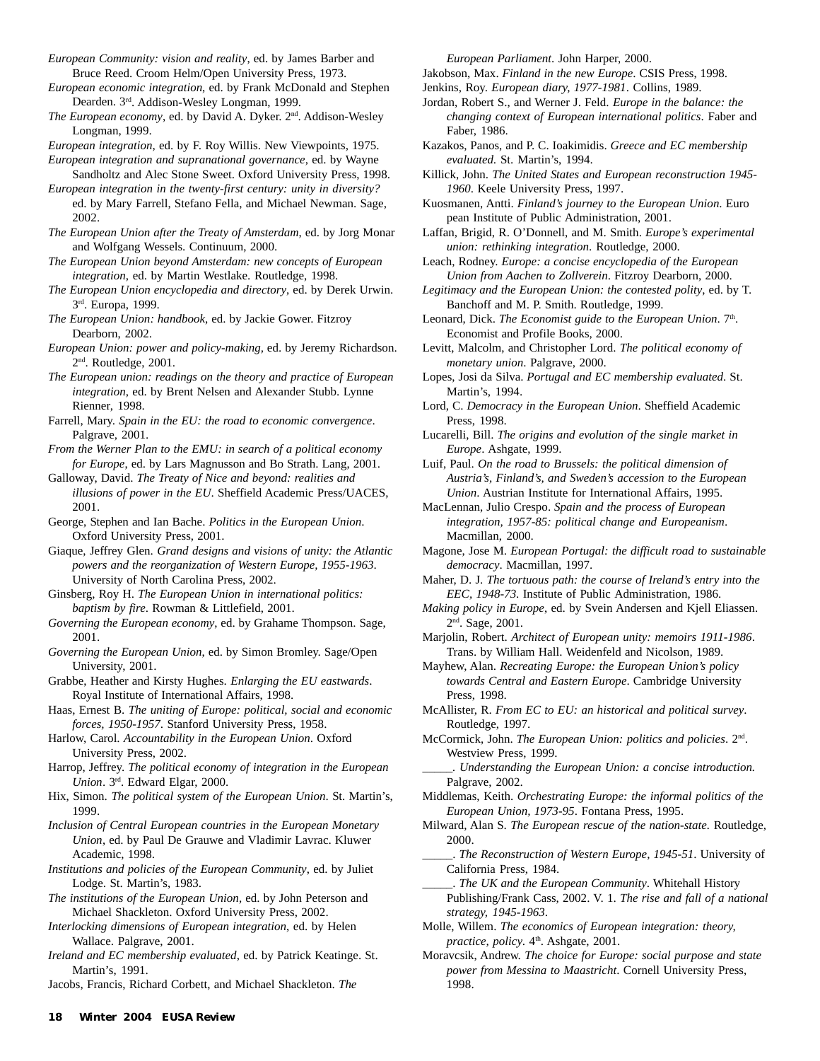*European Community: vision and reality*, ed. by James Barber and Bruce Reed. Croom Helm/Open University Press, 1973.

*European economic integration*, ed. by Frank McDonald and Stephen Dearden. 3rd. Addison-Wesley Longman, 1999.

*The European economy*, ed. by David A. Dyker. 2nd. Addison-Wesley Longman, 1999.

*European integration*, ed. by F. Roy Willis. New Viewpoints, 1975.

*European integration and supranational governance*, ed. by Wayne Sandholtz and Alec Stone Sweet. Oxford University Press, 1998.

*European integration in the twenty-first century: unity in diversity?* ed. by Mary Farrell, Stefano Fella, and Michael Newman. Sage, 2002.

*The European Union after the Treaty of Amsterdam*, ed. by Jorg Monar and Wolfgang Wessels. Continuum, 2000.

*The European Union beyond Amsterdam: new concepts of European integration*, ed. by Martin Westlake. Routledge, 1998.

*The European Union encyclopedia and directory*, ed. by Derek Urwin. 3rd. Europa, 1999.

*The European Union: handbook*, ed. by Jackie Gower. Fitzroy Dearborn, 2002.

*European Union: power and policy-making*, ed. by Jeremy Richardson. 2nd. Routledge, 2001.

*The European union: readings on the theory and practice of European integration*, ed. by Brent Nelsen and Alexander Stubb. Lynne Rienner, 1998.

Farrell, Mary. *Spain in the EU: the road to economic convergence*. Palgrave, 2001.

*From the Werner Plan to the EMU: in search of a political economy for Europe*, ed. by Lars Magnusson and Bo Strath. Lang, 2001.

Galloway, David. *The Treaty of Nice and beyond: realities and illusions of power in the EU*. Sheffield Academic Press/UACES, 2001.

George, Stephen and Ian Bache. *Politics in the European Union*. Oxford University Press, 2001.

Giaque, Jeffrey Glen. *Grand designs and visions of unity: the Atlantic powers and the reorganization of Western Europe, 1955-1963*. University of North Carolina Press, 2002.

Ginsberg, Roy H. *The European Union in international politics: baptism by fire*. Rowman & Littlefield, 2001.

*Governing the European economy*, ed. by Grahame Thompson. Sage, 2001.

*Governing the European Union*, ed. by Simon Bromley. Sage/Open University, 2001.

Grabbe, Heather and Kirsty Hughes. *Enlarging the EU eastwards*. Royal Institute of International Affairs, 1998.

Haas, Ernest B. *The uniting of Europe: political, social and economic forces, 1950-1957*. Stanford University Press, 1958.

Harlow, Carol. *Accountability in the European Union*. Oxford University Press, 2002.

Harrop, Jeffrey. *The political economy of integration in the European Union*. 3rd. Edward Elgar, 2000.

Hix, Simon. *The political system of the European Union*. St. Martin's, 1999.

*Inclusion of Central European countries in the European Monetary Union*, ed. by Paul De Grauwe and Vladimir Lavrac. Kluwer Academic, 1998.

*Institutions and policies of the European Community*, ed. by Juliet Lodge. St. Martin's, 1983.

*The institutions of the European Union*, ed. by John Peterson and Michael Shackleton. Oxford University Press, 2002.

*Interlocking dimensions of European integration*, ed. by Helen Wallace. Palgrave, 2001.

*Ireland and EC membership evaluated*, ed. by Patrick Keatinge. St. Martin's, 1991.

Jacobs, Francis, Richard Corbett, and Michael Shackleton. *The European Parliament*. John Harper, 2000.

Jakobson, Max. *Finland in the new Europe*. CSIS Press, 1998.

Jenkins, Roy. *European diary, 1977-1981*. Collins, 1989.

Jordan, Robert S., and Werner J. Feld. *Europe in the balance: the changing context of European international politics*. Faber and Faber, 1986.

Kazakos, Panos, and P. C. Ioakimidis. *Greece and EC membership evaluated*. St. Martin's, 1994.

Killick, John. *The United States and European reconstruction 1945-1960*. Keele University Press, 1997.

Kuosmanen, Antti. *Finland's journey to the European Union*. Euro pean Institute of Public Administration, 2001.

Laffan, Brigid, R. O'Donnell, and M. Smith. *Europe's experimental union: rethinking integration*. Routledge, 2000.

Leach, Rodney. *Europe: a concise encyclopedia of the European Union from Aachen to Zollverein*. Fitzroy Dearborn, 2000.

*Legitimacy and the European Union: the contested polity*, ed. by T. Banchoff and M. P. Smith. Routledge, 1999.

Leonard, Dick. *The Economist guide to the European Union*. 7th. Economist and Profile Books, 2000.

Levitt, Malcolm, and Christopher Lord. *The political economy of monetary union*. Palgrave, 2000.

Lopes, Josi da Silva. *Portugal and EC membership evaluated*. St. Martin's, 1994.

Lord, C. *Democracy in the European Union*. Sheffield Academic Press, 1998.

Lucarelli, Bill. *The origins and evolution of the single market in Europe*. Ashgate, 1999.

Luif, Paul. *On the road to Brussels: the political dimension of Austria's, Finland's, and Sweden's accession to the European Union*. Austrian Institute for International Affairs, 1995.

MacLennan, Julio Crespo. *Spain and the process of European integration, 1957-85: political change and Europeanism*. Macmillan, 2000.

Magone, Jose M. *European Portugal: the difficult road to sustainable democracy*. Macmillan, 1997.

Maher, D. J. *The tortuous path: the course of Ireland's entry into the EEC, 1948-73*. Institute of Public Administration, 1986.

*Making policy in Europe*, ed. by Svein Andersen and Kjell Eliassen. 2nd. Sage, 2001.

Marjolin, Robert. *Architect of European unity: memoirs 1911-1986*. Trans. by William Hall. Weidenfeld and Nicolson, 1989.

Mayhew, Alan. *Recreating Europe: the European Union's policy towards Central and Eastern Europe*. Cambridge University Press, 1998.

McAllister, R. *From EC to EU: an historical and political survey*. Routledge, 1997.

McCormick, John. *The European Union: politics and policies*. 2nd. Westview Press, 1999.

_____. *Understanding the European Union: a concise introduction.* Palgrave, 2002.

Middlemas, Keith. *Orchestrating Europe: the informal politics of the European Union, 1973-95*. Fontana Press, 1995.

Milward, Alan S. *The European rescue of the nation-state*. Routledge, 2000.

_____. *The Reconstruction of Western Europe, 1945-51*. University of California Press, 1984.

_____. *The UK and the European Community*. Whitehall History Publishing/Frank Cass, 2002. V. 1. *The rise and fall of a national strategy, 1945-1963*.

Molle, Willem. *The economics of European integration: theory, practice, policy*. 4th. Ashgate, 2001.

Moravcsik, Andrew. *The choice for Europe: social purpose and state power from Messina to Maastricht*. Cornell University Press, 1998.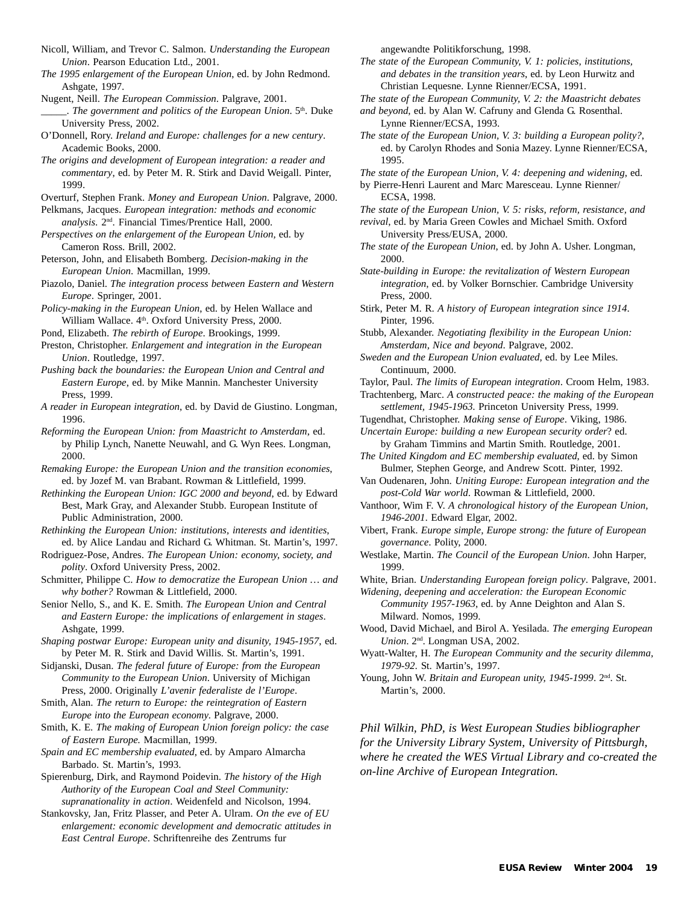Nicoll, William, and Trevor C. Salmon. *Understanding the European Union*. Pearson Education Ltd., 2001.

*The 1995 enlargement of the European Union*, ed. by John Redmond. Ashgate, 1997.

Nugent, Neill. *The European Commission*. Palgrave, 2001.

_____. *The government and politics of the European Union*. 5th. Duke University Press, 2002.

O'Donnell, Rory. *Ireland and Europe: challenges for a new century*. Academic Books, 2000.

*The origins and development of European integration: a reader and commentary*, ed. by Peter M. R. Stirk and David Weigall. Pinter, 1999.

Overturf, Stephen Frank. *Money and European Union*. Palgrave, 2000.

Pelkmans, Jacques. *European integration: methods and economic analysis*. 2nd. Financial Times/Prentice Hall, 2000.

*Perspectives on the enlargement of the European Union*, ed. by Cameron Ross. Brill, 2002.

Peterson, John, and Elisabeth Bomberg. *Decision-making in the European Union*. Macmillan, 1999.

Piazolo, Daniel. *The integration process between Eastern and Western Europe*. Springer, 2001.

*Policy-making in the European Union*, ed. by Helen Wallace and William Wallace. 4th. Oxford University Press, 2000.

Pond, Elizabeth. *The rebirth of Europe*. Brookings, 1999.

Preston, Christopher. *Enlargement and integration in the European Union*. Routledge, 1997.

*Pushing back the boundaries: the European Union and Central and Eastern Europe*, ed. by Mike Mannin. Manchester University Press, 1999.

*A reader in European integration*, ed. by David de Giustino. Longman, 1996.

*Reforming the European Union: from Maastricht to Amsterdam*, ed. by Philip Lynch, Nanette Neuwahl, and G. Wyn Rees. Longman, 2000.

*Remaking Europe: the European Union and the transition economies*, ed. by Jozef M. van Brabant. Rowman & Littlefield, 1999.

*Rethinking the European Union: IGC 2000 and beyond*, ed. by Edward Best, Mark Gray, and Alexander Stubb. European Institute of Public Administration, 2000.

*Rethinking the European Union: institutions, interests and identities*, ed. by Alice Landau and Richard G. Whitman. St. Martin's, 1997.

Rodriguez-Pose, Andres. *The European Union: economy, society, and polity*. Oxford University Press, 2002.

Schmitter, Philippe C. *How to democratize the European Union … and why bother?* Rowman & Littlefield, 2000.

Senior Nello, S., and K. E. Smith. *The European Union and Central and Eastern Europe: the implications of enlargement in stages*. Ashgate, 1999.

*Shaping postwar Europe: European unity and disunity, 1945-1957*, ed. by Peter M. R. Stirk and David Willis. St. Martin's, 1991.

Sidjanski, Dusan. *The federal future of Europe: from the European Community to the European Union*. University of Michigan Press, 2000. Originally *L'avenir federaliste de l'Europe*.

Smith, Alan. *The return to Europe: the reintegration of Eastern Europe into the European economy*. Palgrave, 2000.

Smith, K. E. *The making of European Union foreign policy: the case of Eastern Europe.* Macmillan, 1999.

*Spain and EC membership evaluated*, ed. by Amparo Almarcha Barbado. St. Martin's, 1993.

Spierenburg, Dirk, and Raymond Poidevin. *The history of the High Authority of the European Coal and Steel Community: supranationality in action*. Weidenfeld and Nicolson, 1994.

Stankovsky, Jan, Fritz Plasser, and Peter A. Ulram. *On the eve of EU enlargement: economic development and democratic attitudes in East Central Europe*. Schriftenreihe des Zentrums fur angewandte Politikforschung, 1998.

*The state of the European Community, V. 1: policies, institutions, and debates in the transition years*, ed. by Leon Hurwitz and Christian Lequesne. Lynne Rienner/ECSA, 1991.

*The state of the European Community, V. 2: the Maastricht debates and beyond*, ed. by Alan W. Cafruny and Glenda G. Rosenthal. Lynne Rienner/ECSA, 1993.

*The state of the European Union, V. 3: building a European polity?*, ed. by Carolyn Rhodes and Sonia Mazey. Lynne Rienner/ECSA, 1995.

*The state of the European Union, V. 4: deepening and widening*, ed. by Pierre-Henri Laurent and Marc Maresceau. Lynne Rienner/ECSA, 1998.

*The state of the European Union, V. 5: risks, reform, resistance, and revival*, ed. by Maria Green Cowles and Michael Smith. Oxford University Press/EUSA, 2000.

*The state of the European Union*, ed. by John A. Usher. Longman, 2000.

*State-building in Europe: the revitalization of Western European integration*, ed. by Volker Bornschier. Cambridge University Press, 2000.

Stirk, Peter M. R. *A history of European integration since 1914*. Pinter, 1996.

Stubb, Alexander. *Negotiating flexibility in the European Union: Amsterdam, Nice and beyond*. Palgrave, 2002.

*Sweden and the European Union evaluated*, ed. by Lee Miles. Continuum, 2000.

Taylor, Paul. *The limits of European integration*. Croom Helm, 1983.

Trachtenberg, Marc. *A constructed peace: the making of the European settlement, 1945-1963*. Princeton University Press, 1999.

Tugendhat, Christopher. *Making sense of Europe*. Viking, 1986.

*Uncertain Europe: building a new European security order*? ed. by Graham Timmins and Martin Smith. Routledge, 2001.

*The United Kingdom and EC membership evaluated*, ed. by Simon Bulmer, Stephen George, and Andrew Scott. Pinter, 1992.

Van Oudenaren, John. *Uniting Europe: European integration and the post-Cold War world*. Rowman & Littlefield, 2000.

Vanthoor, Wim F. V. *A chronological history of the European Union, 1946-2001*. Edward Elgar, 2002.

Vibert, Frank. *Europe simple, Europe strong: the future of European governance*. Polity, 2000.

Westlake, Martin. *The Council of the European Union*. John Harper, 1999.

White, Brian. *Understanding European foreign policy*. Palgrave, 2001.

*Widening, deepening and acceleration: the European Economic Community 1957-1963*, ed. by Anne Deighton and Alan S. Milward. Nomos, 1999.

Wood, David Michael, and Birol A. Yesilada. *The emerging European Union*. 2nd. Longman USA, 2002.

Wyatt-Walter, H. *The European Community and the security dilemma, 1979-92*. St. Martin's, 1997.

Young, John W. *Britain and European unity, 1945-1999*. 2nd. St. Martin's, 2000.

*Phil Wilkin, PhD, is West European Studies bibliographer for the University Library System, University of Pittsburgh, where he created the WES Virtual Library and co-created the on-line Archive of European Integration.*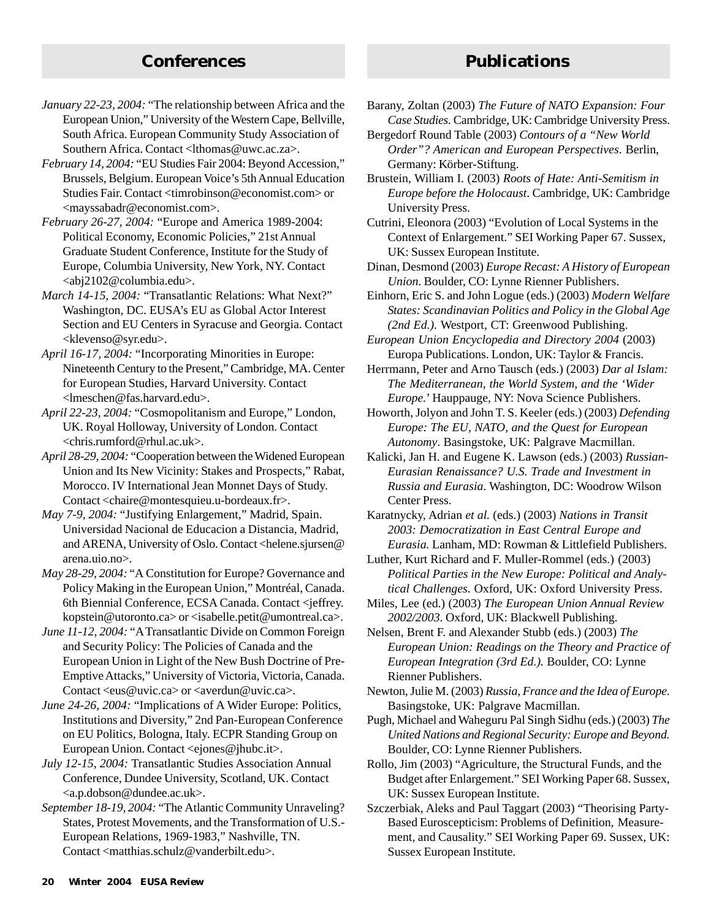## Conferences

*January 22-23, 2004:* "The relationship between Africa and the European Union," University of the Western Cape, Bellville, South Africa. European Community Study Association of Southern Africa. Contact <lthomas@uwc.ac.za>.

*February 14, 2004:* "EU Studies Fair 2004: Beyond Accession," Brussels, Belgium. European Voice's 5th Annual Education Studies Fair. Contact <timrobinson@economist.com> or <mayssabadr@economist.com>.

*February 26-27, 2004:* "Europe and America 1989-2004: Political Economy, Economic Policies," 21st Annual Graduate Student Conference, Institute for the Study of Europe, Columbia University, New York, NY. Contact <abj2102@columbia.edu>.

*March 14-15, 2004:* "Transatlantic Relations: What Next?" Washington, DC. EUSA's EU as Global Actor Interest Section and EU Centers in Syracuse and Georgia. Contact <klevenso@syr.edu>.

*April 16-17, 2004:* "Incorporating Minorities in Europe: Nineteenth Century to the Present," Cambridge, MA. Center for European Studies, Harvard University. Contact <lmeschen@fas.harvard.edu>.

*April 22-23, 2004:* "Cosmopolitanism and Europe," London, UK. Royal Holloway, University of London. Contact <chris.rumford@rhul.ac.uk>.

*April 28-29, 2004:* "Cooperation between the Widened European Union and Its New Vicinity: Stakes and Prospects," Rabat, Morocco. IV International Jean Monnet Days of Study. Contact <chaire@montesquieu.u-bordeaux.fr>.

*May 7-9, 2004:* "Justifying Enlargement," Madrid, Spain. Universidad Nacional de Educacion a Distancia, Madrid, and ARENA, University of Oslo. Contact <helene.sjursen@arena.uio.no>.

*May 28-29, 2004:* "A Constitution for Europe? Governance and Policy Making in the European Union," Montréal, Canada. 6th Biennial Conference, ECSA Canada. Contact <jeffrey.kopstein@utoronto.ca> or <isabelle.petit@umontreal.ca>.

*June 11-12, 2004:* "A Transatlantic Divide on Common Foreign and Security Policy: The Policies of Canada and the European Union in Light of the New Bush Doctrine of Pre-Emptive Attacks," University of Victoria, Victoria, Canada. Contact <eus@uvic.ca> or <averdun@uvic.ca>.

*June 24-26, 2004:* "Implications of A Wider Europe: Politics, Institutions and Diversity," 2nd Pan-European Conference on EU Politics, Bologna, Italy. ECPR Standing Group on European Union. Contact <ejones@jhubc.it>.

*July 12-15, 2004:* Transatlantic Studies Association Annual Conference, Dundee University, Scotland, UK. Contact <a.p.dobson@dundee.ac.uk>.

*September 18-19, 2004:* "The Atlantic Community Unraveling? States, Protest Movements, and the Transformation of U.S.-European Relations, 1969-1983," Nashville, TN. Contact <matthias.schulz@vanderbilt.edu>.

## Publications

Barany, Zoltan (2003) *The Future of NATO Expansion: Four Case Studies.* Cambridge, UK: Cambridge University Press.

Bergedorf Round Table (2003) *Contours of a "New World Order"? American and European Perspectives*. Berlin, Germany: Körber-Stiftung.

Brustein, William I. (2003) *Roots of Hate: Anti-Semitism in Europe before the Holocaust*. Cambridge, UK: Cambridge University Press.

Cutrini, Eleonora (2003) "Evolution of Local Systems in the Context of Enlargement." SEI Working Paper 67. Sussex, UK: Sussex European Institute.

Dinan, Desmond (2003) *Europe Recast: A History of European Union*. Boulder, CO: Lynne Rienner Publishers.

Einhorn, Eric S. and John Logue (eds.) (2003) *Modern Welfare States: Scandinavian Politics and Policy in the Global Age (2nd Ed.).* Westport, CT: Greenwood Publishing.

*European Union Encyclopedia and Directory 2004* (2003) Europa Publications. London, UK: Taylor & Francis.

Herrmann, Peter and Arno Tausch (eds.) (2003) *Dar al Islam: The Mediterranean, the World System, and the 'Wider Europe.'* Hauppauge, NY: Nova Science Publishers.

Howorth, Jolyon and John T. S. Keeler (eds.) (2003) *Defending Europe: The EU, NATO, and the Quest for European Autonomy*. Basingstoke, UK: Palgrave Macmillan.

Kalicki, Jan H. and Eugene K. Lawson (eds.) (2003) *Russian-Eurasian Renaissance? U.S. Trade and Investment in Russia and Eurasia*. Washington, DC: Woodrow Wilson Center Press.

Karatnycky, Adrian *et al.* (eds.) (2003) *Nations in Transit 2003: Democratization in East Central Europe and Eurasia.* Lanham, MD: Rowman & Littlefield Publishers.

Luther, Kurt Richard and F. Muller-Rommel (eds.) (2003) *Political Parties in the New Europe: Political and Analytical Challenges*. Oxford, UK: Oxford University Press.

Miles, Lee (ed.) (2003) *The European Union Annual Review 2002/2003.* Oxford, UK: Blackwell Publishing.

Nelsen, Brent F. and Alexander Stubb (eds.) (2003) *The European Union: Readings on the Theory and Practice of European Integration (3rd Ed.).* Boulder, CO: Lynne Rienner Publishers.

Newton, Julie M. (2003) *Russia, France and the Idea of Europe.* Basingstoke, UK: Palgrave Macmillan.

Pugh, Michael and Waheguru Pal Singh Sidhu (eds.) (2003) *The United Nations and Regional Security: Europe and Beyond.* Boulder, CO: Lynne Rienner Publishers.

Rollo, Jim (2003) "Agriculture, the Structural Funds, and the Budget after Enlargement." SEI Working Paper 68. Sussex, UK: Sussex European Institute.

Szczerbiak, Aleks and Paul Taggart (2003) "Theorising Party-Based Euroscepticism: Problems of Definition, Measurement, and Causality." SEI Working Paper 69. Sussex, UK: Sussex European Institute.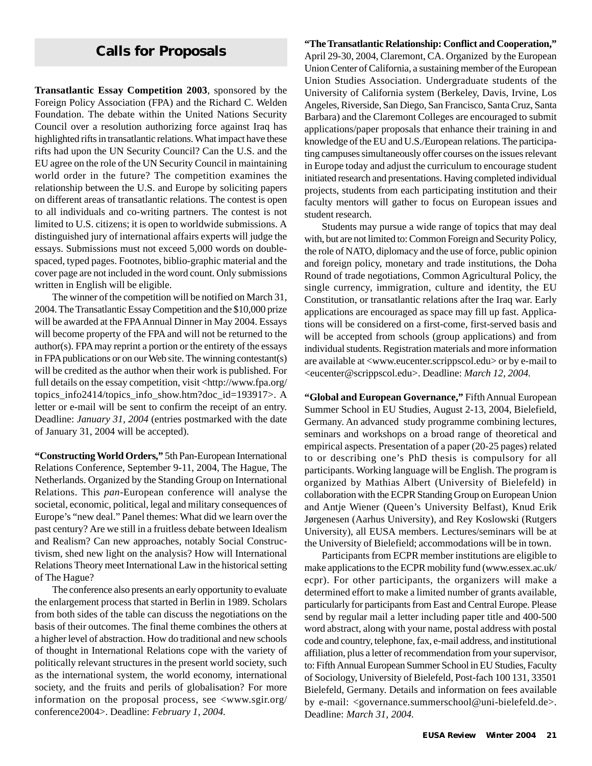## Calls for Proposals

**Transatlantic Essay Competition 2003**, sponsored by the Foreign Policy Association (FPA) and the Richard C. Welden Foundation. The debate within the United Nations Security Council over a resolution authorizing force against Iraq has highlighted rifts in transatlantic relations. What impact have these rifts had upon the UN Security Council? Can the U.S. and the EU agree on the role of the UN Security Council in maintaining world order in the future? The competition examines the relationship between the U.S. and Europe by soliciting papers on different areas of transatlantic relations. The contest is open to all individuals and co-writing partners. The contest is not limited to U.S. citizens; it is open to worldwide submissions. A distinguished jury of international affairs experts will judge the essays. Submissions must not exceed 5,000 words on double-spaced, typed pages. Footnotes, biblio-graphic material and the cover page are not included in the word count. Only submissions written in English will be eligible.

The winner of the competition will be notified on March 31, 2004. The Transatlantic Essay Competition and the $10,000 prize will be awarded at the FPA Annual Dinner in May 2004. Essays will become property of the FPA and will not be returned to the author(s). FPA may reprint a portion or the entirety of the essays in FPA publications or on our Web site. The winning contestant(s) will be credited as the author when their work is published. For full details on the essay competition, visit <http://www.fpa.org/topics_info2414/topics_info_show.htm?doc_id=193917>. A letter or e-mail will be sent to confirm the receipt of an entry. Deadline: *January 31, 2004* (entries postmarked with the date of January 31, 2004 will be accepted).

**"Constructing World Orders,"** 5th Pan-European International Relations Conference, September 9-11, 2004, The Hague, The Netherlands. Organized by the Standing Group on International Relations. This *pan*-European conference will analyse the societal, economic, political, legal and military consequences of Europe's "new deal." Panel themes: What did we learn over the past century? Are we still in a fruitless debate between Idealism and Realism? Can new approaches, notably Social Constructivism, shed new light on the analysis? How will International Relations Theory meet International Law in the historical setting of The Hague?

The conference also presents an early opportunity to evaluate the enlargement process that started in Berlin in 1989. Scholars from both sides of the table can discuss the negotiations on the basis of their outcomes. The final theme combines the others at a higher level of abstraction. How do traditional and new schools of thought in International Relations cope with the variety of politically relevant structures in the present world society, such as the international system, the world economy, international society, and the fruits and perils of globalisation? For more information on the proposal process, see <www.sgir.org/conference2004>. Deadline: *February 1, 2004.*

**"The Transatlantic Relationship: Conflict and Cooperation,"** April 29-30, 2004, Claremont, CA. Organized by the European Union Center of California, a sustaining member of the European Union Studies Association. Undergraduate students of the University of California system (Berkeley, Davis, Irvine, Los Angeles, Riverside, San Diego, San Francisco, Santa Cruz, Santa Barbara) and the Claremont Colleges are encouraged to submit applications/paper proposals that enhance their training in and knowledge of the EU and U.S./European relations. The participating campuses simultaneously offer courses on the issues relevant in Europe today and adjust the curriculum to encourage student initiated research and presentations. Having completed individual projects, students from each participating institution and their faculty mentors will gather to focus on European issues and student research.

Students may pursue a wide range of topics that may deal with, but are not limited to: Common Foreign and Security Policy, the role of NATO, diplomacy and the use of force, public opinion and foreign policy, monetary and trade institutions, the Doha Round of trade negotiations, Common Agricultural Policy, the single currency, immigration, culture and identity, the EU Constitution, or transatlantic relations after the Iraq war. Early applications are encouraged as space may fill up fast. Applications will be considered on a first-come, first-served basis and will be accepted from schools (group applications) and from individual students. Registration materials and more information are available at <www.eucenter.scrippscol.edu> or by e-mail to <eucenter@scrippscol.edu>. Deadline: *March 12, 2004.*

**"Global and European Governance,"** Fifth Annual European Summer School in EU Studies, August 2-13, 2004, Bielefield, Germany. An advanced study programme combining lectures, seminars and workshops on a broad range of theoretical and empirical aspects. Presentation of a paper (20-25 pages) related to or describing one's PhD thesis is compulsory for all participants. Working language will be English. The program is organized by Mathias Albert (University of Bielefeld) in collaboration with the ECPR Standing Group on European Union and Antje Wiener (Queen's University Belfast), Knud Erik Jørgenesen (Aarhus University), and Rey Koslowski (Rutgers University), all EUSA members. Lectures/seminars will be at the University of Bielefeld; accommodations will be in town.

Participants from ECPR member institutions are eligible to make applications to the ECPR mobility fund (www.essex.ac.uk/ecpr). For other participants, the organizers will make a determined effort to make a limited number of grants available, particularly for participants from East and Central Europe. Please send by regular mail a letter including paper title and 400-500 word abstract, along with your name, postal address with postal code and country, telephone, fax, e-mail address, and institutional affiliation, plus a letter of recommendation from your supervisor, to: Fifth Annual European Summer School in EU Studies, Faculty of Sociology, University of Bielefeld, Post-fach 100 131, 33501 Bielefeld, Germany. Details and information on fees available by e-mail: <governance.summerschool@uni-bielefeld.de>. Deadline: *March 31, 2004.*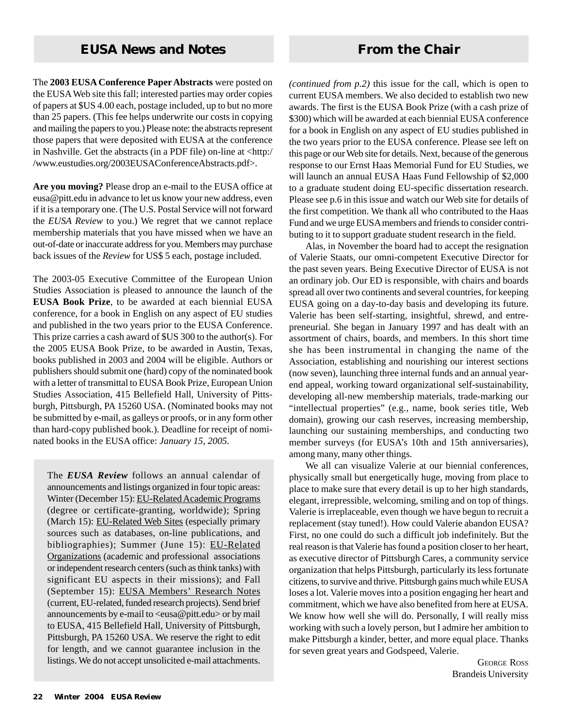## EUSA News and Notes

The **2003 EUSA Conference Paper Abstracts** were posted on the EUSA Web site this fall; interested parties may order copies of papers at $US 4.00 each, postage included, up to but no more than 25 papers. (This fee helps underwrite our costs in copying and mailing the papers to you.) Please note: the abstracts represent those papers that were deposited with EUSA at the conference in Nashville. Get the abstracts (in a PDF file) on-line at <http://www.eustudies.org/2003EUSAConferenceAbstracts.pdf>.

**Are you moving?** Please drop an e-mail to the EUSA office at eusa@pitt.edu in advance to let us know your new address, even if it is a temporary one. (The U.S. Postal Service will not forward the *EUSA Review* to you.) We regret that we cannot replace membership materials that you have missed when we have an out-of-date or inaccurate address for you. Members may purchase back issues of the *Review* for US$ 5 each, postage included.

The 2003-05 Executive Committee of the European Union Studies Association is pleased to announce the launch of the **EUSA Book Prize**, to be awarded at each biennial EUSA conference, for a book in English on any aspect of EU studies and published in the two years prior to the EUSA Conference. This prize carries a cash award of $US 300 to the author(s). For the 2005 EUSA Book Prize, to be awarded in Austin, Texas, books published in 2003 and 2004 will be eligible. Authors or publishers should submit one (hard) copy of the nominated book with a letter of transmittal to EUSA Book Prize, European Union Studies Association, 415 Bellefield Hall, University of Pittsburgh, Pittsburgh, PA 15260 USA. (Nominated books may not be submitted by e-mail, as galleys or proofs, or in any form other than hard-copy published book.). Deadline for receipt of nominated books in the EUSA office: *January 15, 2005.*

The ***EUSA Review*** follows an annual calendar of announcements and listings organized in four topic areas: Winter (December 15): EU-Related Academic Programs (degree or certificate-granting, worldwide); Spring (March 15): EU-Related Web Sites (especially primary sources such as databases, on-line publications, and bibliographies); Summer (June 15): EU-Related Organizations (academic and professional associations or independent research centers (such as think tanks) with significant EU aspects in their missions); and Fall (September 15): EUSA Members' Research Notes (current, EU-related, funded research projects). Send brief announcements by e-mail to <eusa@pitt.edu> or by mail to EUSA, 415 Bellefield Hall, University of Pittsburgh, Pittsburgh, PA 15260 USA. We reserve the right to edit for length, and we cannot guarantee inclusion in the listings. We do not accept unsolicited e-mail attachments.

## From the Chair

*(continued from p.2)* this issue for the call, which is open to current EUSA members. We also decided to establish two new awards. The first is the EUSA Book Prize (with a cash prize of $300) which will be awarded at each biennial EUSA conference for a book in English on any aspect of EU studies published in the two years prior to the EUSA conference. Please see left on this page or our Web site for details. Next, because of the generous response to our Ernst Haas Memorial Fund for EU Studies, we will launch an annual EUSA Haas Fund Fellowship of $2,000 to a graduate student doing EU-specific dissertation research. Please see p.6 in this issue and watch our Web site for details of the first competition. We thank all who contributed to the Haas Fund and we urge EUSA members and friends to consider contributing to it to support graduate student research in the field.

Alas, in November the board had to accept the resignation of Valerie Staats, our omni-competent Executive Director for the past seven years. Being Executive Director of EUSA is not an ordinary job. Our ED is responsible, with chairs and boards spread all over two continents and several countries, for keeping EUSA going on a day-to-day basis and developing its future. Valerie has been self-starting, insightful, shrewd, and entrepreneurial. She began in January 1997 and has dealt with an assortment of chairs, boards, and members. In this short time she has been instrumental in changing the name of the Association, establishing and nourishing our interest sections (now seven), launching three internal funds and an annual year-end appeal, working toward organizational self-sustainability, developing all-new membership materials, trade-marking our "intellectual properties" (e.g., name, book series title, Web domain), growing our cash reserves, increasing membership, launching our sustaining memberships, and conducting two member surveys (for EUSA's 10th and 15th anniversaries), among many, many other things.

We all can visualize Valerie at our biennial conferences, physically small but energetically huge, moving from place to place to make sure that every detail is up to her high standards, elegant, irrepressible, welcoming, smiling and on top of things. Valerie is irreplaceable, even though we have begun to recruit a replacement (stay tuned!). How could Valerie abandon EUSA? First, no one could do such a difficult job indefinitely. But the real reason is that Valerie has found a position closer to her heart, as executive director of Pittsburgh Cares, a community service organization that helps Pittsburgh, particularly its less fortunate citizens, to survive and thrive. Pittsburgh gains much while EUSA loses a lot. Valerie moves into a position engaging her heart and commitment, which we have also benefited from here at EUSA. We know how well she will do. Personally, I will really miss working with such a lovely person, but I admire her ambition to make Pittsburgh a kinder, better, and more equal place. Thanks for seven great years and Godspeed, Valerie.

George Ross
Brandeis University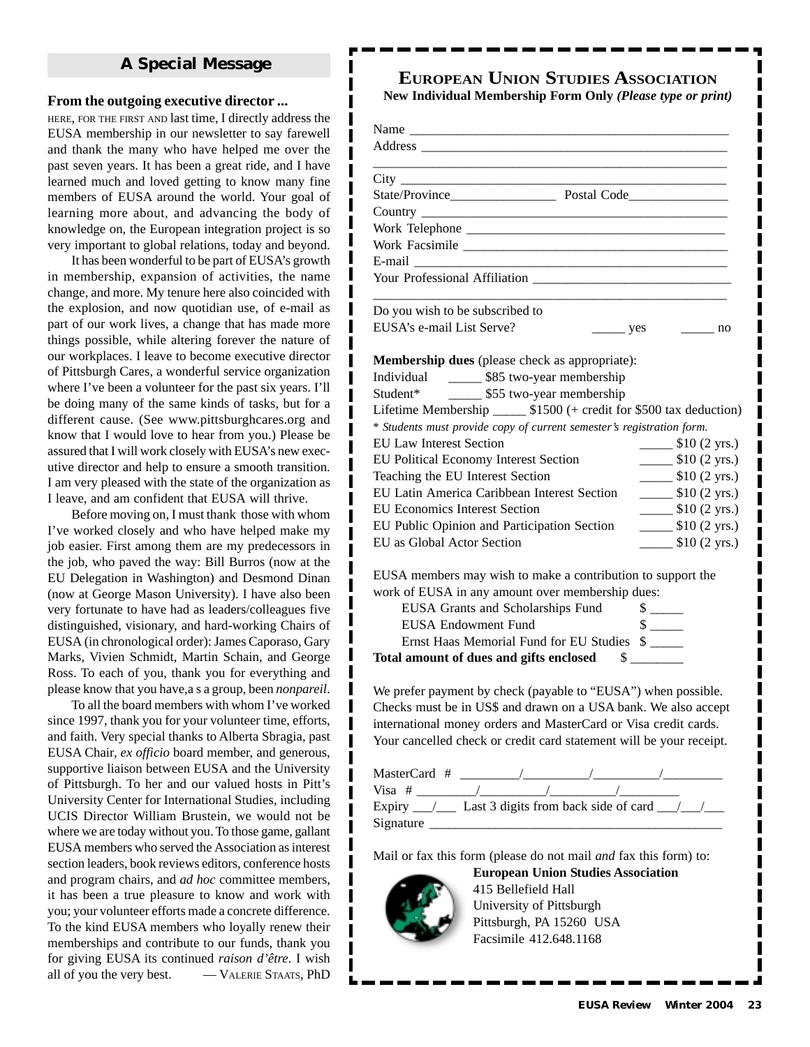## A Special Message

**From the outgoing executive director ...**

HERE, FOR THE FIRST AND last time, I directly address the EUSA membership in our newsletter to say farewell and thank the many who have helped me over the past seven years. It has been a great ride, and I have learned much and loved getting to know many fine members of EUSA around the world. Your goal of learning more about, and advancing the body of knowledge on, the European integration project is so very important to global relations, today and beyond.

It has been wonderful to be part of EUSA's growth in membership, expansion of activities, the name change, and more. My tenure here also coincided with the explosion, and now quotidian use, of e-mail as part of our work lives, a change that has made more things possible, while altering forever the nature of our workplaces. I leave to become executive director of Pittsburgh Cares, a wonderful service organization where I've been a volunteer for the past six years. I'll be doing many of the same kinds of tasks, but for a different cause. (See www.pittsburghcares.org and know that I would love to hear from you.) Please be assured that I will work closely with EUSA's new executive director and help to ensure a smooth transition. I am very pleased with the state of the organization as I leave, and am confident that EUSA will thrive.

Before moving on, I must thank those with whom I've worked closely and who have helped make my job easier. First among them are my predecessors in the job, who paved the way: Bill Burros (now at the EU Delegation in Washington) and Desmond Dinan (now at George Mason University). I have also been very fortunate to have had as leaders/colleagues five distinguished, visionary, and hard-working Chairs of EUSA (in chronological order): James Caporaso, Gary Marks, Vivien Schmidt, Martin Schain, and George Ross. To each of you, thank you for everything and please know that you have,a s a group, been *nonpareil*.

To all the board members with whom I've worked since 1997, thank you for your volunteer time, efforts, and faith. Very special thanks to Alberta Sbragia, past EUSA Chair, *ex officio* board member, and generous, supportive liaison between EUSA and the University of Pittsburgh. To her and our valued hosts in Pitt's University Center for International Studies, including UCIS Director William Brustein, we would not be where we are today without you. To those game, gallant EUSA members who served the Association as interest section leaders, book reviews editors, conference hosts and program chairs, and *ad hoc* committee members, it has been a true pleasure to know and work with you; your volunteer efforts made a concrete difference. To the kind EUSA members who loyally renew their memberships and contribute to our funds, thank you for giving EUSA its continued *raison d'être*. I wish all of you the very best. — VALERIE STAATS, PhD

## EUROPEAN UNION STUDIES ASSOCIATION

**New Individual Membership Form Only** ***(Please type or print)***

Name ______________________________________________

Address ____________________________________________

____________________________________________________

City _______________________________________________

State/Province_______________ Postal Code______________

Country ____________________________________________

Work Telephone ______________________________________

Work Facsimile ______________________________________

E-mail _____________________________________________

Your Professional Affiliation ___________________________

____________________________________________________

Do you wish to be subscribed to
EUSA's e-mail List Serve? _____ yes _____ no

**Membership dues** (please check as appropriate):

Individual _____ $85 two-year membership
Student* _____ $55 two-year membership
Lifetime Membership _____ $1500 (+ credit for $500 tax deduction)

\* *Students must provide copy of current semester's registration form.*

EU Law Interest Section _____ $10 (2 yrs.)
EU Political Economy Interest Section _____ $10 (2 yrs.)
Teaching the EU Interest Section _____ $10 (2 yrs.)
EU Latin America Caribbean Interest Section _____ $10 (2 yrs.)
EU Economics Interest Section _____ $10 (2 yrs.)
EU Public Opinion and Participation Section _____ $10 (2 yrs.)
EU as Global Actor Section _____ $10 (2 yrs.)

EUSA members may wish to make a contribution to support the work of EUSA in any amount over membership dues:

EUSA Grants and Scholarships Fund $ _____
EUSA Endowment Fund $ _____
Ernst Haas Memorial Fund for EU Studies $ _____
**Total amount of dues and gifts enclosed** $ ________

We prefer payment by check (payable to "EUSA") when possible. Checks must be in US$ and drawn on a USA bank. We also accept international money orders and MasterCard or Visa credit cards. Your cancelled check or credit card statement will be your receipt.

MasterCard # _________/__________/__________/_________
Visa # _________/__________/__________/_________
Expiry ___/___ Last 3 digits from back side of card ___/___/___
Signature ___________________________________________

Mail or fax this form (please do not mail *and* fax this form) to:

**European Union Studies Association**
415 Bellefield Hall
University of Pittsburgh
Pittsburgh, PA 15260 USA
Facsimile 412.648.1168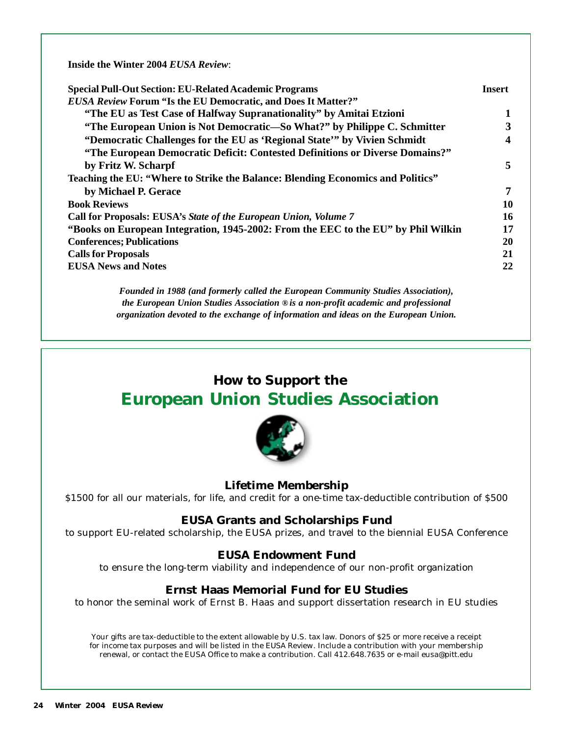**Inside the Winter 2004 *EUSA Review*:**

| | |
|---|---|
| **Special Pull-Out Section: EU-Related Academic Programs** | **Insert** |
| ***EUSA Review* Forum "Is the EU Democratic, and Does It Matter?"** | |
| **"The EU as Test Case of Halfway Supranationality" by Amitai Etzioni** | **1** |
| **"The European Union is Not Democratic—So What?" by Philippe C. Schmitter** | **3** |
| **"Democratic Challenges for the EU as 'Regional State'" by Vivien Schmidt** | **4** |
| **"The European Democratic Deficit: Contested Definitions or Diverse Domains?" by Fritz W. Scharpf** | **5** |
| **Teaching the EU: "Where to Strike the Balance: Blending Economics and Politics" by Michael P. Gerace** | **7** |
| **Book Reviews** | **10** |
| **Call for Proposals: EUSA's *State of the European Union, Volume 7*** | **16** |
| **"Books on European Integration, 1945-2002: From the EEC to the EU" by Phil Wilkin** | **17** |
| **Conferences; Publications** | **20** |
| **Calls for Proposals** | **21** |
| **EUSA News and Notes** | **22** |

***Founded in 1988 (and formerly called the European Community Studies Association), the European Union Studies Association ® is a non-profit academic and professional organization devoted to the exchange of information and ideas on the European Union.***

## How to Support the
# European Union Studies Association

### Lifetime Membership
$1500 for all our materials, for life, and credit for a one-time tax-deductible contribution of $500

### EUSA Grants and Scholarships Fund
to support EU-related scholarship, the EUSA prizes, and travel to the biennial EUSA Conference

### EUSA Endowment Fund
to ensure the long-term viability and independence of our non-profit organization

### Ernst Haas Memorial Fund for EU Studies
to honor the seminal work of Ernst B. Haas and support dissertation research in EU studies

Your gifts are tax-deductible to the extent allowable by U.S. tax law. Donors of $25 or more receive a receipt for income tax purposes and will be listed in the EUSA Review. Include a contribution with your membership renewal, or contact the EUSA Office to make a contribution. Call 412.648.7635 or e-mail eusa@pitt.edu